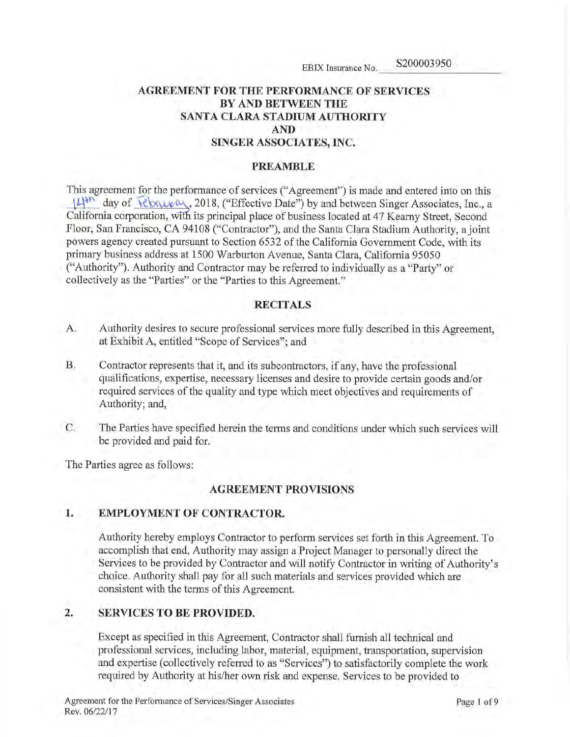EBIX Insurance No. S200003950

# AGREEMENT FOR THE PERFORMANCE OF SERVICES BY AND BETWEEN THE SANTA CLARA STADIUM AUTHORITY AND SINGER ASSOCIATES, INC.

## PREAMBLE

This agreement for the performance of services ("Agreement") is made and entered into on this 14th day of February, 2018, ("Effective Date") by and between Singer Associates, Inc., a California corporation, with its principal place of business located at 47 Kearny Street, Second Floor, San Francisco, CA 94108 ("Contractor"), and the Santa Clara Stadium Authority, a joint powers agency created pursuant to Section 6532 of the California Government Code, with its primary business address at 1500 Warburton Avenue, Santa Clara, California 95050 ("Authority"). Authority and Contractor may be referred to individually as a "Party" or collectively as the "Parties" or the "Parties to this Agreement."

## RECITALS

A. Authority desires to secure professional services more fully described in this Agreement, at Exhibit A, entitled "Scope of Services"; and

B. Contractor represents that it, and its subcontractors, if any, have the professional qualifications, expertise, necessary licenses and desire to provide certain goods and/or required services of the quality and type which meet objectives and requirements of Authority; and,

C. The Parties have specified herein the terms and conditions under which such services will be provided and paid for.

The Parties agree as follows:

## AGREEMENT PROVISIONS

### 1. EMPLOYMENT OF CONTRACTOR.

Authority hereby employs Contractor to perform services set forth in this Agreement. To accomplish that end, Authority may assign a Project Manager to personally direct the Services to be provided by Contractor and will notify Contractor in writing of Authority's choice. Authority shall pay for all such materials and services provided which are consistent with the terms of this Agreement.

### 2. SERVICES TO BE PROVIDED.

Except as specified in this Agreement, Contractor shall furnish all technical and professional services, including labor, material, equipment, transportation, supervision and expertise (collectively referred to as "Services") to satisfactorily complete the work required by Authority at his/her own risk and expense. Services to be provided to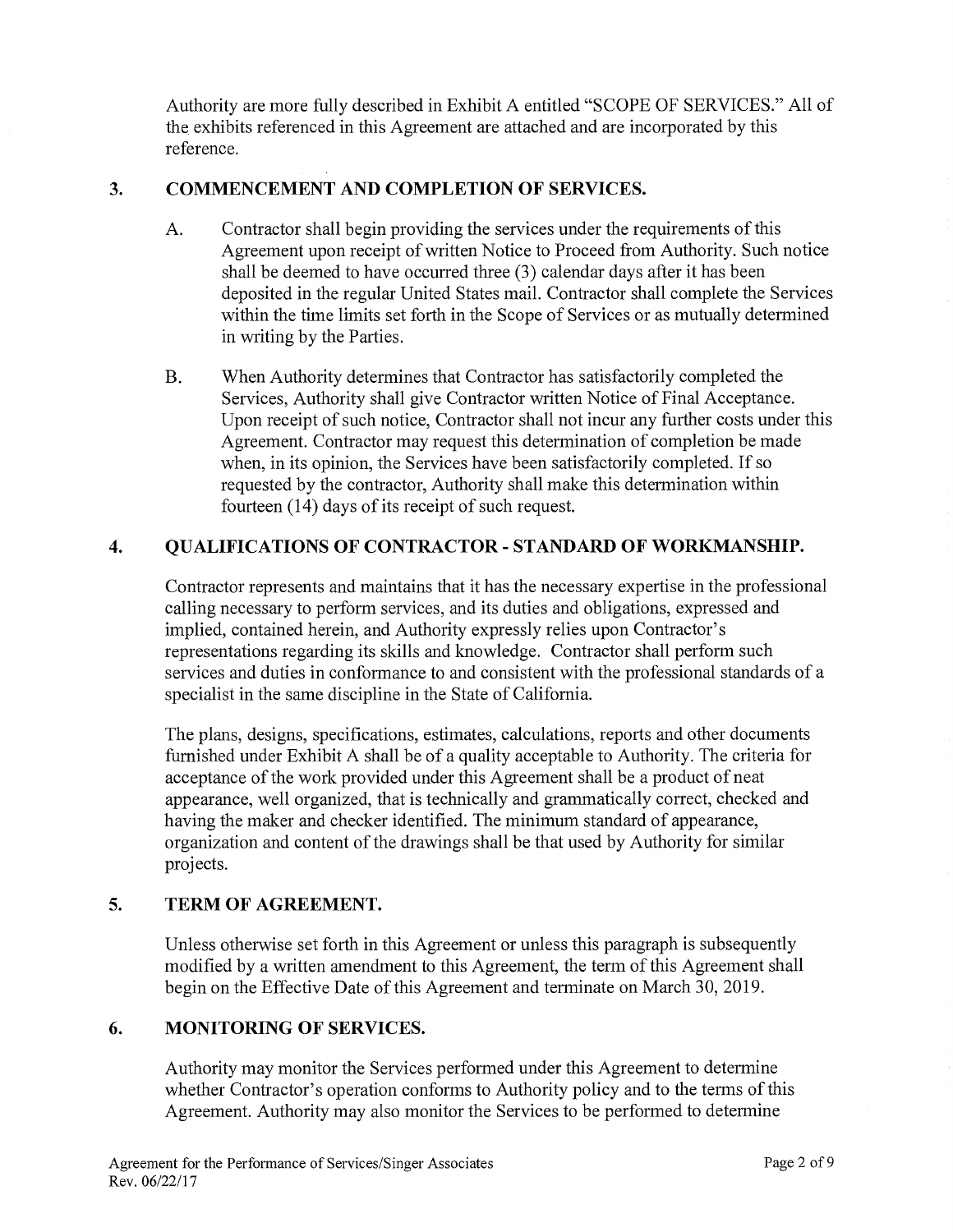Authority are more fully described in Exhibit A entitled "SCOPE OF SERVICES." All of the exhibits referenced in this Agreement are attached and are incorporated by this reference.

## 3. COMMENCEMENT AND COMPLETION OF SERVICES.

A. Contractor shall begin providing the services under the requirements of this Agreement upon receipt of written Notice to Proceed from Authority. Such notice shall be deemed to have occurred three (3) calendar days after it has been deposited in the regular United States mail. Contractor shall complete the Services within the time limits set forth in the Scope of Services or as mutually determined in writing by the Parties.

B. When Authority determines that Contractor has satisfactorily completed the Services, Authority shall give Contractor written Notice of Final Acceptance. Upon receipt of such notice, Contractor shall not incur any further costs under this Agreement. Contractor may request this determination of completion be made when, in its opinion, the Services have been satisfactorily completed. If so requested by the contractor, Authority shall make this determination within fourteen (14) days of its receipt of such request.

## 4. QUALIFICATIONS OF CONTRACTOR - STANDARD OF WORKMANSHIP.

Contractor represents and maintains that it has the necessary expertise in the professional calling necessary to perform services, and its duties and obligations, expressed and implied, contained herein, and Authority expressly relies upon Contractor's representations regarding its skills and knowledge. Contractor shall perform such services and duties in conformance to and consistent with the professional standards of a specialist in the same discipline in the State of California.

The plans, designs, specifications, estimates, calculations, reports and other documents furnished under Exhibit A shall be of a quality acceptable to Authority. The criteria for acceptance of the work provided under this Agreement shall be a product of neat appearance, well organized, that is technically and grammatically correct, checked and having the maker and checker identified. The minimum standard of appearance, organization and content of the drawings shall be that used by Authority for similar projects.

## 5. TERM OF AGREEMENT.

Unless otherwise set forth in this Agreement or unless this paragraph is subsequently modified by a written amendment to this Agreement, the term of this Agreement shall begin on the Effective Date of this Agreement and terminate on March 30, 2019.

## 6. MONITORING OF SERVICES.

Authority may monitor the Services performed under this Agreement to determine whether Contractor's operation conforms to Authority policy and to the terms of this Agreement. Authority may also monitor the Services to be performed to determine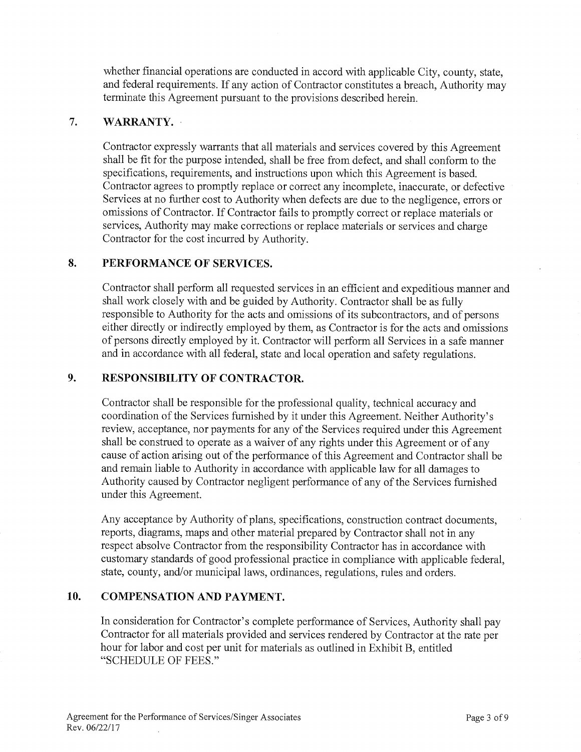whether financial operations are conducted in accord with applicable City, county, state, and federal requirements. If any action of Contractor constitutes a breach, Authority may terminate this Agreement pursuant to the provisions described herein.

## 7. WARRANTY.

Contractor expressly warrants that all materials and services covered by this Agreement shall be fit for the purpose intended, shall be free from defect, and shall conform to the specifications, requirements, and instructions upon which this Agreement is based. Contractor agrees to promptly replace or correct any incomplete, inaccurate, or defective Services at no further cost to Authority when defects are due to the negligence, errors or omissions of Contractor. If Contractor fails to promptly correct or replace materials or services, Authority may make corrections or replace materials or services and charge Contractor for the cost incurred by Authority.

## 8. PERFORMANCE OF SERVICES.

Contractor shall perform all requested services in an efficient and expeditious manner and shall work closely with and be guided by Authority. Contractor shall be as fully responsible to Authority for the acts and omissions of its subcontractors, and of persons either directly or indirectly employed by them, as Contractor is for the acts and omissions of persons directly employed by it. Contractor will perform all Services in a safe manner and in accordance with all federal, state and local operation and safety regulations.

## 9. RESPONSIBILITY OF CONTRACTOR.

Contractor shall be responsible for the professional quality, technical accuracy and coordination of the Services furnished by it under this Agreement. Neither Authority's review, acceptance, nor payments for any of the Services required under this Agreement shall be construed to operate as a waiver of any rights under this Agreement or of any cause of action arising out of the performance of this Agreement and Contractor shall be and remain liable to Authority in accordance with applicable law for all damages to Authority caused by Contractor negligent performance of any of the Services furnished under this Agreement.

Any acceptance by Authority of plans, specifications, construction contract documents, reports, diagrams, maps and other material prepared by Contractor shall not in any respect absolve Contractor from the responsibility Contractor has in accordance with customary standards of good professional practice in compliance with applicable federal, state, county, and/or municipal laws, ordinances, regulations, rules and orders.

## 10. COMPENSATION AND PAYMENT.

In consideration for Contractor's complete performance of Services, Authority shall pay Contractor for all materials provided and services rendered by Contractor at the rate per hour for labor and cost per unit for materials as outlined in Exhibit B, entitled "SCHEDULE OF FEES."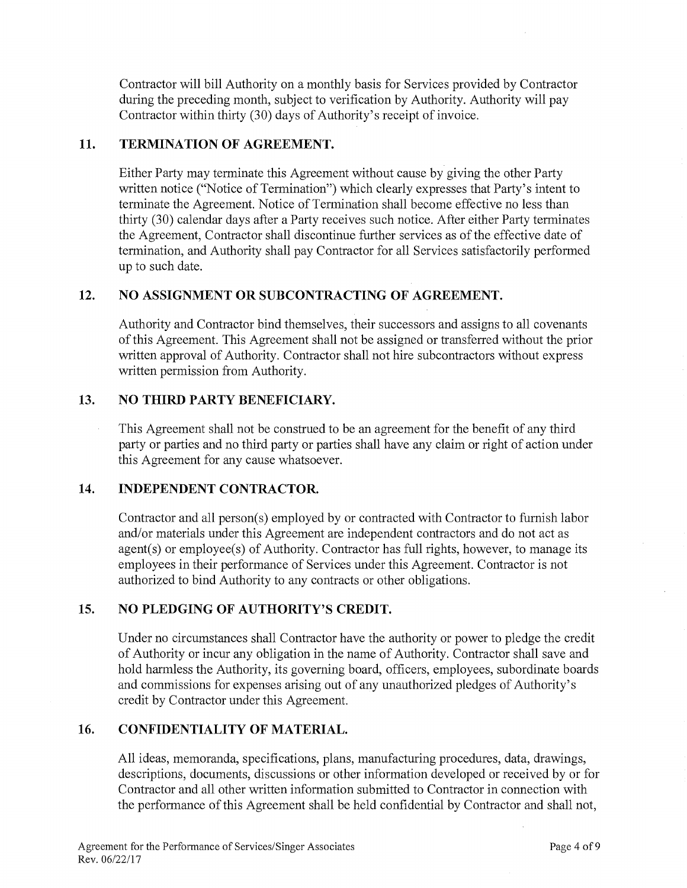Contractor will bill Authority on a monthly basis for Services provided by Contractor during the preceding month, subject to verification by Authority. Authority will pay Contractor within thirty (30) days of Authority's receipt of invoice.

## 11. TERMINATION OF AGREEMENT.

Either Party may terminate this Agreement without cause by giving the other Party written notice ("Notice of Termination") which clearly expresses that Party's intent to terminate the Agreement. Notice of Termination shall become effective no less than thirty (30) calendar days after a Party receives such notice. After either Party terminates the Agreement, Contractor shall discontinue further services as of the effective date of termination, and Authority shall pay Contractor for all Services satisfactorily performed up to such date.

## 12. NO ASSIGNMENT OR SUBCONTRACTING OF AGREEMENT.

Authority and Contractor bind themselves, their successors and assigns to all covenants of this Agreement. This Agreement shall not be assigned or transferred without the prior written approval of Authority. Contractor shall not hire subcontractors without express written permission from Authority.

## 13. NO THIRD PARTY BENEFICIARY.

This Agreement shall not be construed to be an agreement for the benefit of any third party or parties and no third party or parties shall have any claim or right of action under this Agreement for any cause whatsoever.

## 14. INDEPENDENT CONTRACTOR.

Contractor and all person(s) employed by or contracted with Contractor to furnish labor and/or materials under this Agreement are independent contractors and do not act as agent(s) or employee(s) of Authority. Contractor has full rights, however, to manage its employees in their performance of Services under this Agreement. Contractor is not authorized to bind Authority to any contracts or other obligations.

## 15. NO PLEDGING OF AUTHORITY'S CREDIT.

Under no circumstances shall Contractor have the authority or power to pledge the credit of Authority or incur any obligation in the name of Authority. Contractor shall save and hold harmless the Authority, its governing board, officers, employees, subordinate boards and commissions for expenses arising out of any unauthorized pledges of Authority's credit by Contractor under this Agreement.

## 16. CONFIDENTIALITY OF MATERIAL.

All ideas, memoranda, specifications, plans, manufacturing procedures, data, drawings, descriptions, documents, discussions or other information developed or received by or for Contractor and all other written information submitted to Contractor in connection with the performance of this Agreement shall be held confidential by Contractor and shall not,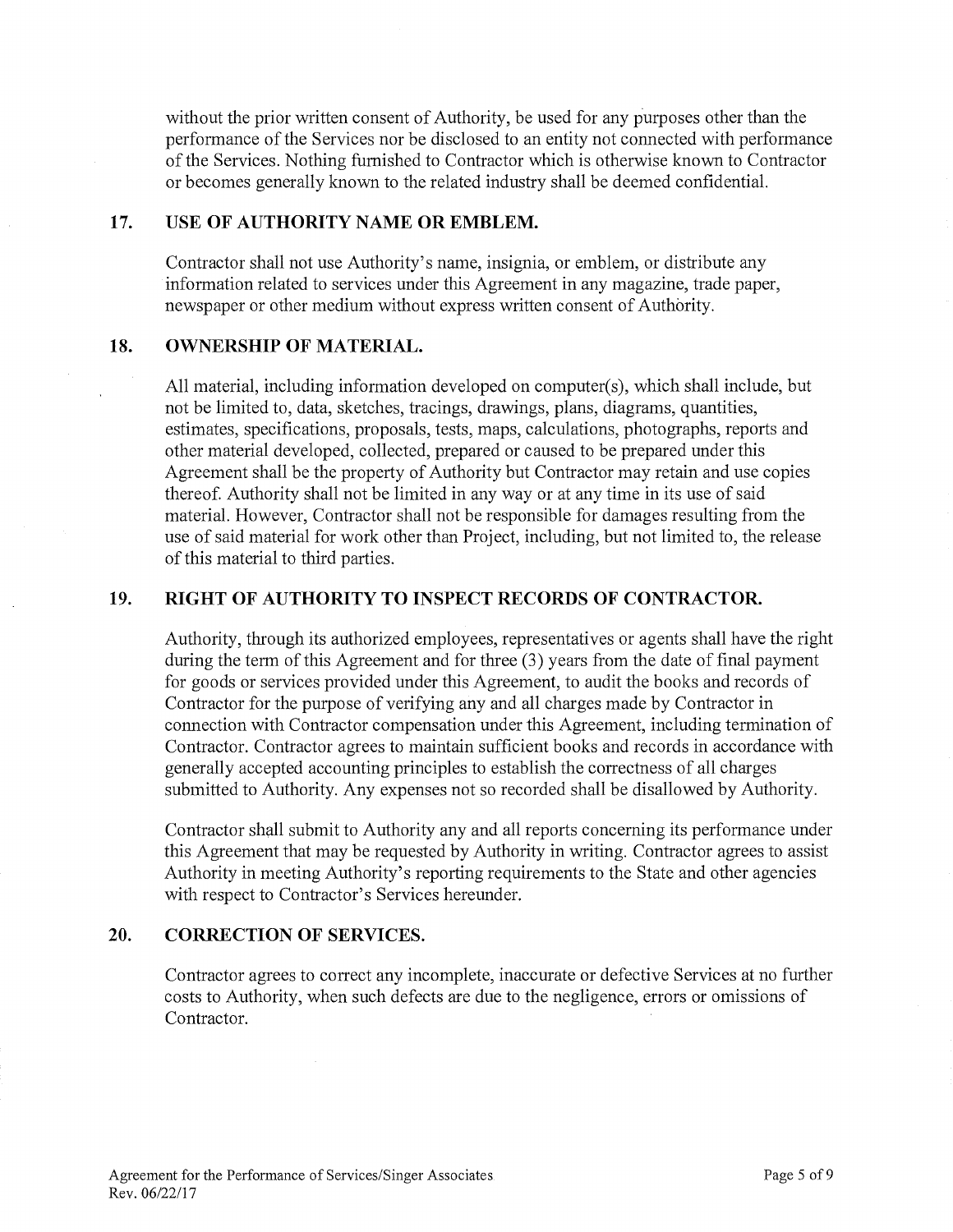without the prior written consent of Authority, be used for any purposes other than the performance of the Services nor be disclosed to an entity not connected with performance of the Services. Nothing furnished to Contractor which is otherwise known to Contractor or becomes generally known to the related industry shall be deemed confidential.

## 17. USE OF AUTHORITY NAME OR EMBLEM.

Contractor shall not use Authority's name, insignia, or emblem, or distribute any information related to services under this Agreement in any magazine, trade paper, newspaper or other medium without express written consent of Authority.

## 18. OWNERSHIP OF MATERIAL.

All material, including information developed on computer(s), which shall include, but not be limited to, data, sketches, tracings, drawings, plans, diagrams, quantities, estimates, specifications, proposals, tests, maps, calculations, photographs, reports and other material developed, collected, prepared or caused to be prepared under this Agreement shall be the property of Authority but Contractor may retain and use copies thereof. Authority shall not be limited in any way or at any time in its use of said material. However, Contractor shall not be responsible for damages resulting from the use of said material for work other than Project, including, but not limited to, the release of this material to third parties.

## 19. RIGHT OF AUTHORITY TO INSPECT RECORDS OF CONTRACTOR.

Authority, through its authorized employees, representatives or agents shall have the right during the term of this Agreement and for three (3) years from the date of final payment for goods or services provided under this Agreement, to audit the books and records of Contractor for the purpose of verifying any and all charges made by Contractor in connection with Contractor compensation under this Agreement, including termination of Contractor. Contractor agrees to maintain sufficient books and records in accordance with generally accepted accounting principles to establish the correctness of all charges submitted to Authority. Any expenses not so recorded shall be disallowed by Authority.

Contractor shall submit to Authority any and all reports concerning its performance under this Agreement that may be requested by Authority in writing. Contractor agrees to assist Authority in meeting Authority's reporting requirements to the State and other agencies with respect to Contractor's Services hereunder.

## 20. CORRECTION OF SERVICES.

Contractor agrees to correct any incomplete, inaccurate or defective Services at no further costs to Authority, when such defects are due to the negligence, errors or omissions of Contractor.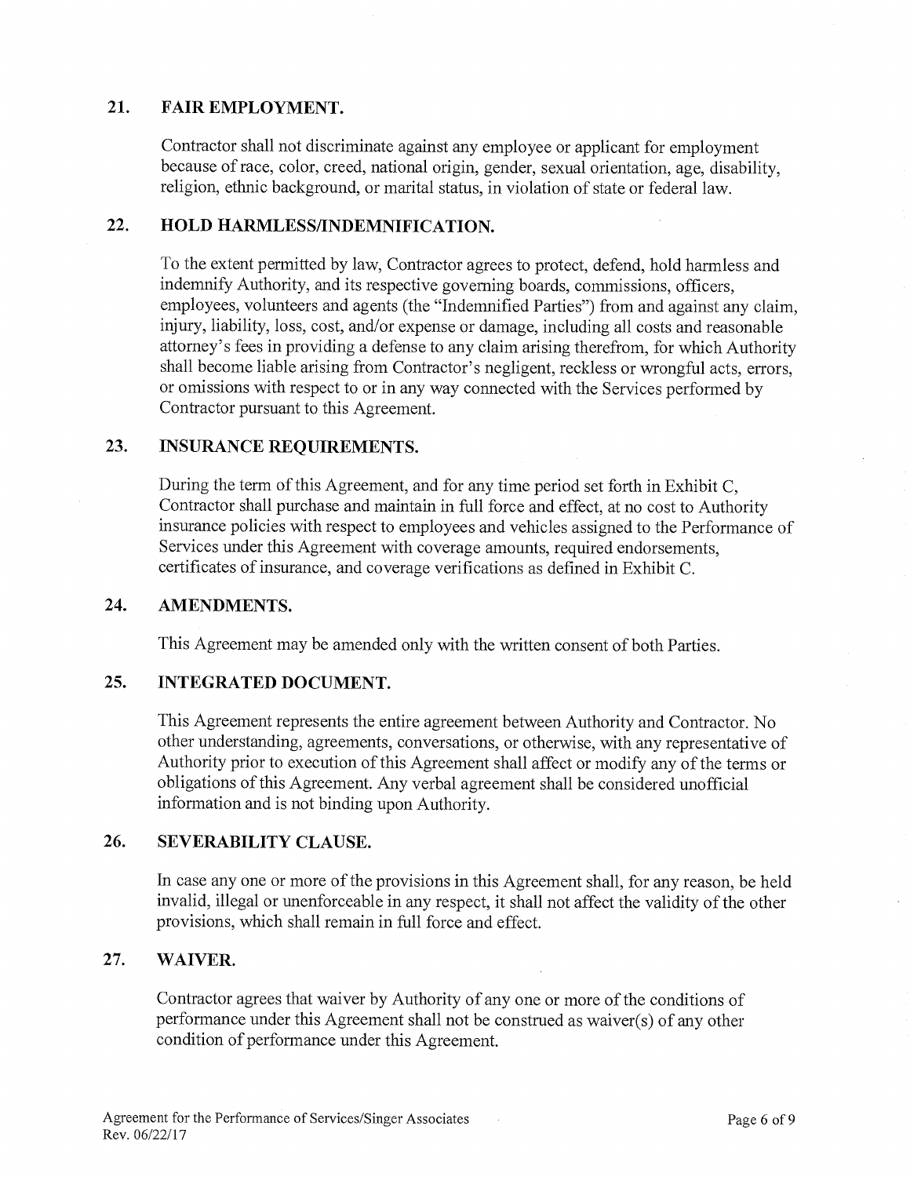## 21. FAIR EMPLOYMENT.

Contractor shall not discriminate against any employee or applicant for employment because of race, color, creed, national origin, gender, sexual orientation, age, disability, religion, ethnic background, or marital status, in violation of state or federal law.

## 22. HOLD HARMLESS/INDEMNIFICATION.

To the extent permitted by law, Contractor agrees to protect, defend, hold harmless and indemnify Authority, and its respective governing boards, commissions, officers, employees, volunteers and agents (the "Indemnified Parties") from and against any claim, injury, liability, loss, cost, and/or expense or damage, including all costs and reasonable attorney's fees in providing a defense to any claim arising therefrom, for which Authority shall become liable arising from Contractor's negligent, reckless or wrongful acts, errors, or omissions with respect to or in any way connected with the Services performed by Contractor pursuant to this Agreement.

## 23. INSURANCE REQUIREMENTS.

During the term of this Agreement, and for any time period set forth in Exhibit C, Contractor shall purchase and maintain in full force and effect, at no cost to Authority insurance policies with respect to employees and vehicles assigned to the Performance of Services under this Agreement with coverage amounts, required endorsements, certificates of insurance, and coverage verifications as defined in Exhibit C.

## 24. AMENDMENTS.

This Agreement may be amended only with the written consent of both Parties.

## 25. INTEGRATED DOCUMENT.

This Agreement represents the entire agreement between Authority and Contractor. No other understanding, agreements, conversations, or otherwise, with any representative of Authority prior to execution of this Agreement shall affect or modify any of the terms or obligations of this Agreement. Any verbal agreement shall be considered unofficial information and is not binding upon Authority.

## 26. SEVERABILITY CLAUSE.

In case any one or more of the provisions in this Agreement shall, for any reason, be held invalid, illegal or unenforceable in any respect, it shall not affect the validity of the other provisions, which shall remain in full force and effect.

## 27. WAIVER.

Contractor agrees that waiver by Authority of any one or more of the conditions of performance under this Agreement shall not be construed as waiver(s) of any other condition of performance under this Agreement.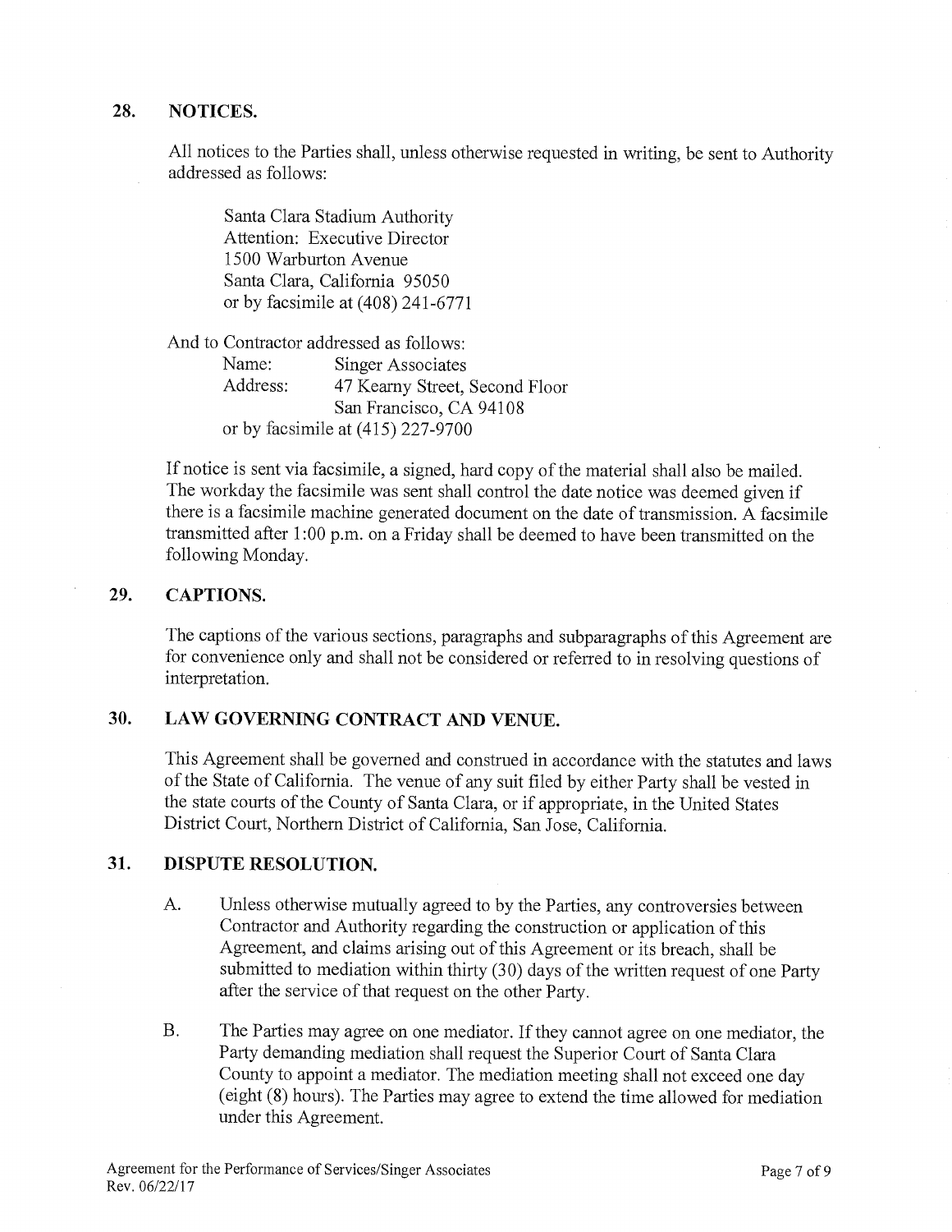## 28. NOTICES.

All notices to the Parties shall, unless otherwise requested in writing, be sent to Authority addressed as follows:

Santa Clara Stadium Authority
Attention: Executive Director
1500 Warburton Avenue
Santa Clara, California 95050
or by facsimile at (408) 241-6771

And to Contractor addressed as follows:

Name: Singer Associates
Address: 47 Kearny Street, Second Floor
San Francisco, CA 94108
or by facsimile at (415) 227-9700

If notice is sent via facsimile, a signed, hard copy of the material shall also be mailed. The workday the facsimile was sent shall control the date notice was deemed given if there is a facsimile machine generated document on the date of transmission. A facsimile transmitted after 1:00 p.m. on a Friday shall be deemed to have been transmitted on the following Monday.

## 29. CAPTIONS.

The captions of the various sections, paragraphs and subparagraphs of this Agreement are for convenience only and shall not be considered or referred to in resolving questions of interpretation.

## 30. LAW GOVERNING CONTRACT AND VENUE.

This Agreement shall be governed and construed in accordance with the statutes and laws of the State of California. The venue of any suit filed by either Party shall be vested in the state courts of the County of Santa Clara, or if appropriate, in the United States District Court, Northern District of California, San Jose, California.

## 31. DISPUTE RESOLUTION.

A. Unless otherwise mutually agreed to by the Parties, any controversies between Contractor and Authority regarding the construction or application of this Agreement, and claims arising out of this Agreement or its breach, shall be submitted to mediation within thirty (30) days of the written request of one Party after the service of that request on the other Party.

B. The Parties may agree on one mediator. If they cannot agree on one mediator, the Party demanding mediation shall request the Superior Court of Santa Clara County to appoint a mediator. The mediation meeting shall not exceed one day (eight (8) hours). The Parties may agree to extend the time allowed for mediation under this Agreement.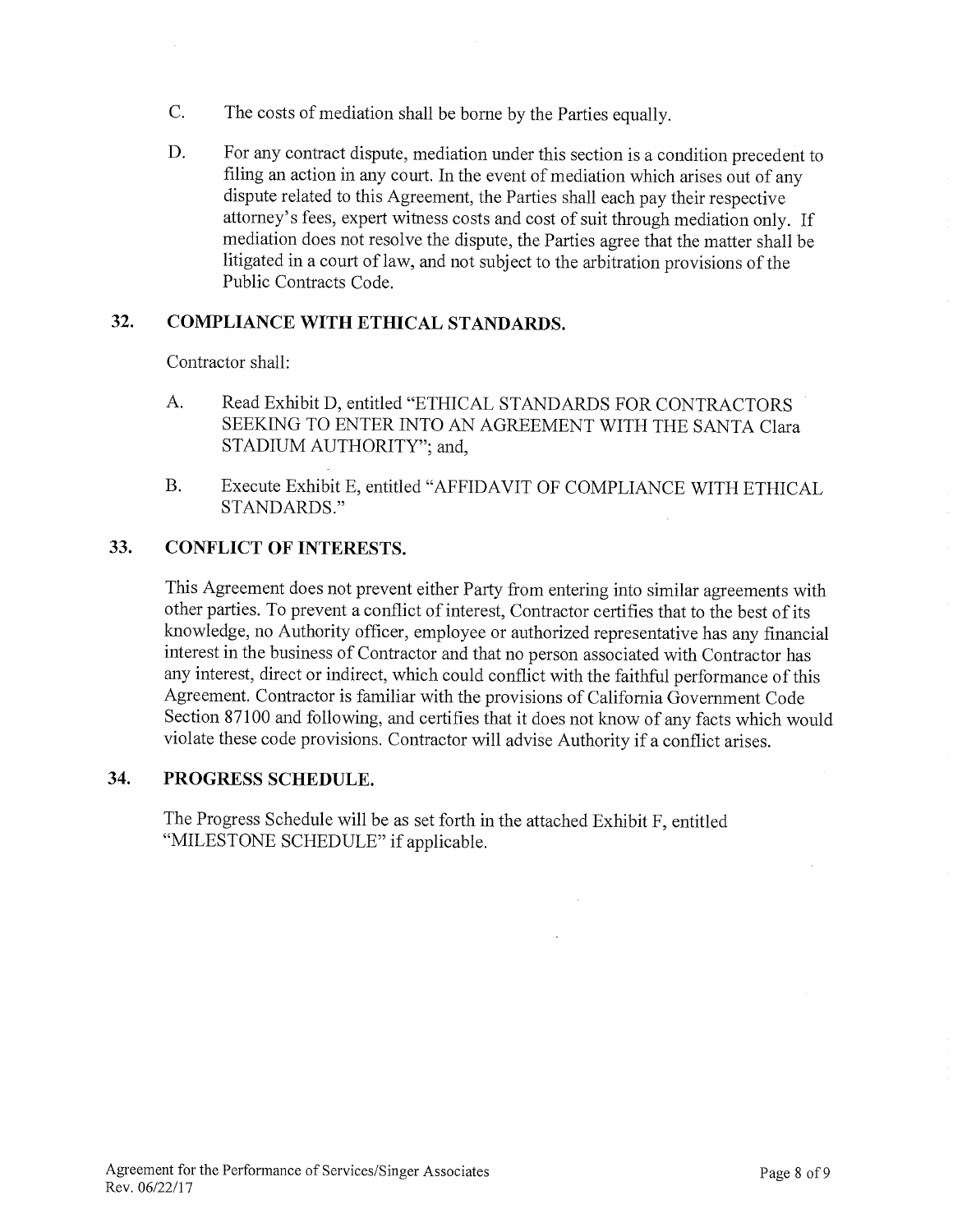C. The costs of mediation shall be borne by the Parties equally.

D. For any contract dispute, mediation under this section is a condition precedent to filing an action in any court. In the event of mediation which arises out of any dispute related to this Agreement, the Parties shall each pay their respective attorney's fees, expert witness costs and cost of suit through mediation only. If mediation does not resolve the dispute, the Parties agree that the matter shall be litigated in a court of law, and not subject to the arbitration provisions of the Public Contracts Code.

## 32. COMPLIANCE WITH ETHICAL STANDARDS.

Contractor shall:

A. Read Exhibit D, entitled "ETHICAL STANDARDS FOR CONTRACTORS SEEKING TO ENTER INTO AN AGREEMENT WITH THE SANTA Clara STADIUM AUTHORITY"; and,

B. Execute Exhibit E, entitled "AFFIDAVIT OF COMPLIANCE WITH ETHICAL STANDARDS."

## 33. CONFLICT OF INTERESTS.

This Agreement does not prevent either Party from entering into similar agreements with other parties. To prevent a conflict of interest, Contractor certifies that to the best of its knowledge, no Authority officer, employee or authorized representative has any financial interest in the business of Contractor and that no person associated with Contractor has any interest, direct or indirect, which could conflict with the faithful performance of this Agreement. Contractor is familiar with the provisions of California Government Code Section 87100 and following, and certifies that it does not know of any facts which would violate these code provisions. Contractor will advise Authority if a conflict arises.

## 34. PROGRESS SCHEDULE.

The Progress Schedule will be as set forth in the attached Exhibit F, entitled "MILESTONE SCHEDULE" if applicable.

Agreement for the Performance of Services/Singer Associates
Rev. 06/22/17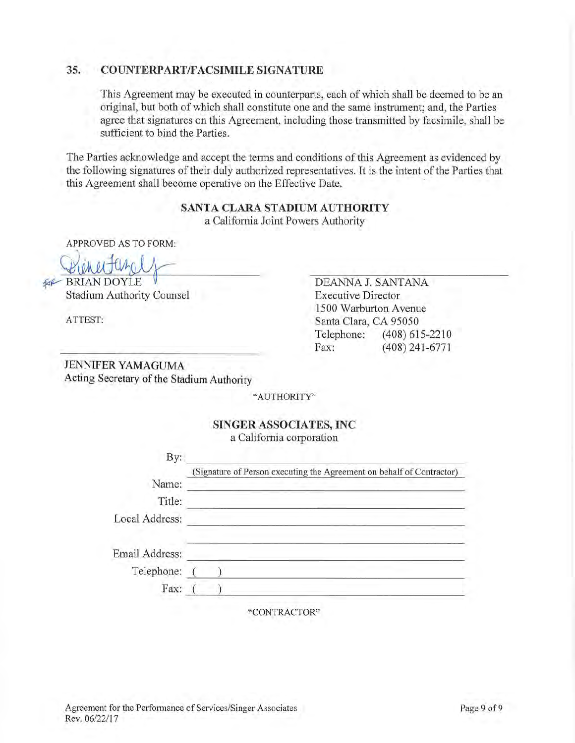## 35. COUNTERPART/FACSIMILE SIGNATURE

This Agreement may be executed in counterparts, each of which shall be deemed to be an original, but both of which shall constitute one and the same instrument; and, the Parties agree that signatures on this Agreement, including those transmitted by facsimile, shall be sufficient to bind the Parties.

The Parties acknowledge and accept the terms and conditions of this Agreement as evidenced by the following signatures of their duly authorized representatives. It is the intent of the Parties that this Agreement shall become operative on the Effective Date.

**SANTA CLARA STADIUM AUTHORITY**
a California Joint Powers Authority

APPROVED AS TO FORM:

FOR BRIAN DOYLE
Stadium Authority Counsel

ATTEST:

JENNIFER YAMAGUMA
Acting Secretary of the Stadium Authority

DEANNA J. SANTANA
Executive Director
1500 Warburton Avenue
Santa Clara, CA 95050
Telephone: (408) 615-2210
Fax: (408) 241-6771

"AUTHORITY"

**SINGER ASSOCIATES, INC**
a California corporation

By: ______________________________
(Signature of Person executing the Agreement on behalf of Contractor)

Name: ______________________________

Title: ______________________________

Local Address: ______________________________

______________________________

Email Address: ______________________________

Telephone: ( ) ______________________________

Fax: ( ) ______________________________

"CONTRACTOR"

Agreement for the Performance of Services/Singer Associates
Rev. 06/22/17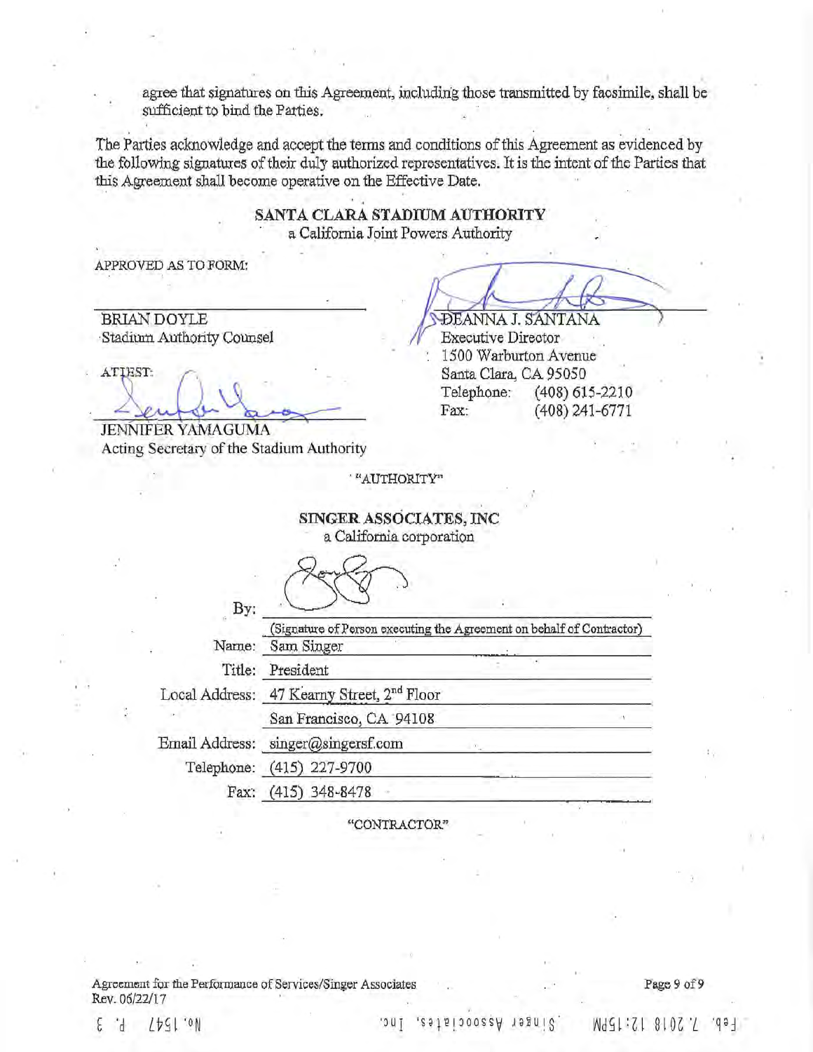agree that signatures on this Agreement, including those transmitted by facsimile, shall be sufficient to bind the Parties.

The Parties acknowledge and accept the terms and conditions of this Agreement as evidenced by the following signatures of their duly authorized representatives. It is the intent of the Parties that this Agreement shall become operative on the Effective Date.

**SANTA CLARA STADIUM AUTHORITY**
a California Joint Powers Authority

APPROVED AS TO FORM:

BRIAN DOYLE
Stadium Authority Counsel

ATTEST:

JENNIFER YAMAGUMA
Acting Secretary of the Stadium Authority

DEANNA J. SANTANA
Executive Director
1500 Warburton Avenue
Santa Clara, CA 95050
Telephone: (408) 615-2210
Fax: (408) 241-6771

"AUTHORITY"

**SINGER ASSOCIATES, INC**
a California corporation

By: ______________________
(Signature of Person executing the Agreement on behalf of Contractor)

Name: Sam Singer

Title: President

Local Address: 47 Kearny Street, 2nd Floor
San Francisco, CA 94108

Email Address: singer@singersf.com

Telephone: (415) 227-9700

Fax: (415) 348-8478

"CONTRACTOR"

Agreement for the Performance of Services/Singer Associates
Rev. 06/22/17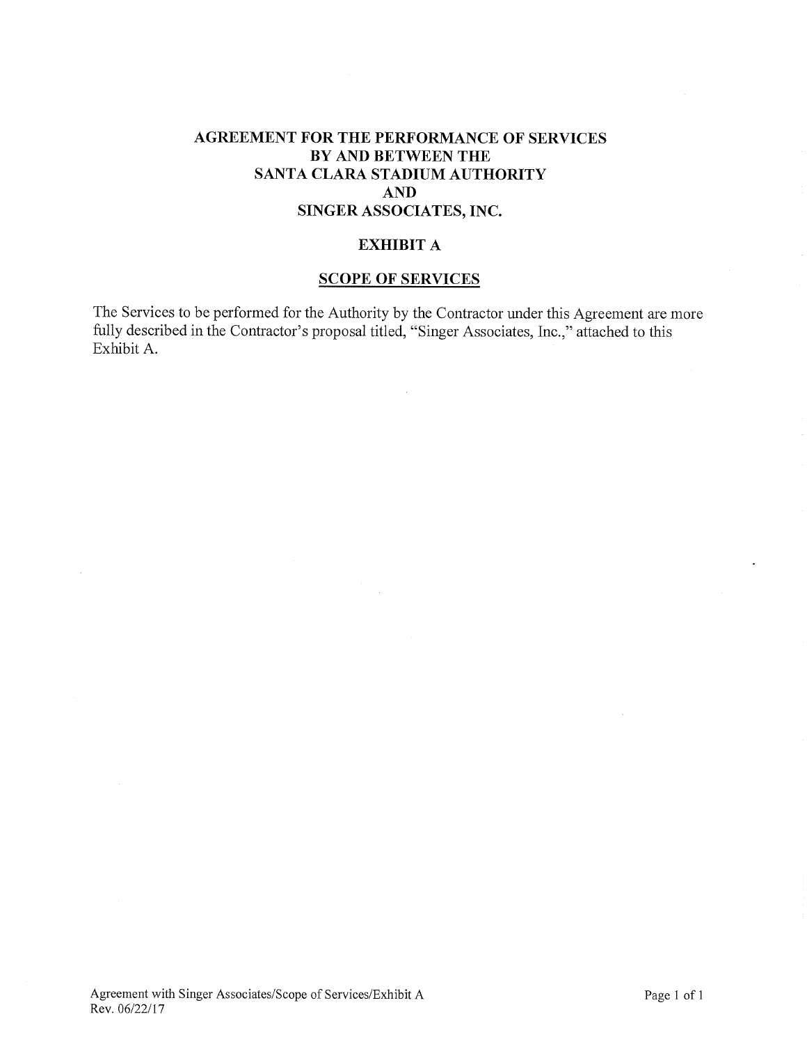**AGREEMENT FOR THE PERFORMANCE OF SERVICES**
**BY AND BETWEEN THE**
**SANTA CLARA STADIUM AUTHORITY**
**AND**
**SINGER ASSOCIATES, INC.**

**EXHIBIT A**

**SCOPE OF SERVICES**

The Services to be performed for the Authority by the Contractor under this Agreement are more fully described in the Contractor's proposal titled, "Singer Associates, Inc.," attached to this Exhibit A.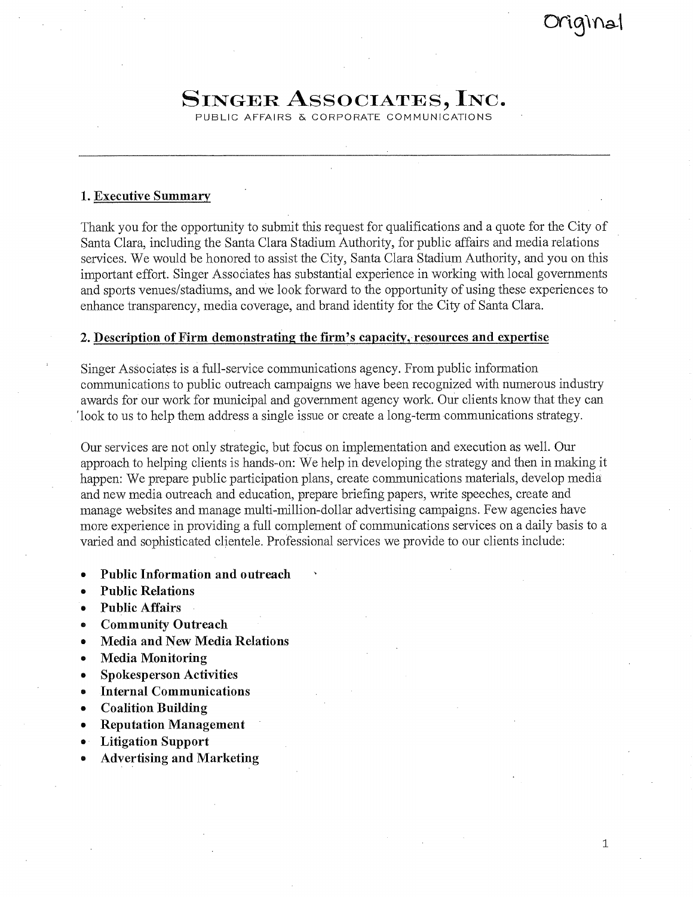Original

# Singer Associates, Inc.

PUBLIC AFFAIRS & CORPORATE COMMUNICATIONS

## 1. Executive Summary

Thank you for the opportunity to submit this request for qualifications and a quote for the City of Santa Clara, including the Santa Clara Stadium Authority, for public affairs and media relations services. We would be honored to assist the City, Santa Clara Stadium Authority, and you on this important effort. Singer Associates has substantial experience in working with local governments and sports venues/stadiums, and we look forward to the opportunity of using these experiences to enhance transparency, media coverage, and brand identity for the City of Santa Clara.

## 2. Description of Firm demonstrating the firm's capacity, resources and expertise

Singer Associates is a full-service communications agency. From public information communications to public outreach campaigns we have been recognized with numerous industry awards for our work for municipal and government agency work. Our clients know that they can look to us to help them address a single issue or create a long-term communications strategy.

Our services are not only strategic, but focus on implementation and execution as well. Our approach to helping clients is hands-on: We help in developing the strategy and then in making it happen: We prepare public participation plans, create communications materials, develop media and new media outreach and education, prepare briefing papers, write speeches, create and manage websites and manage multi-million-dollar advertising campaigns. Few agencies have more experience in providing a full complement of communications services on a daily basis to a varied and sophisticated clientele. Professional services we provide to our clients include:

- **Public Information and outreach**
- **Public Relations**
- **Public Affairs**
- **Community Outreach**
- **Media and New Media Relations**
- **Media Monitoring**
- **Spokesperson Activities**
- **Internal Communications**
- **Coalition Building**
- **Reputation Management**
- **Litigation Support**
- **Advertising and Marketing**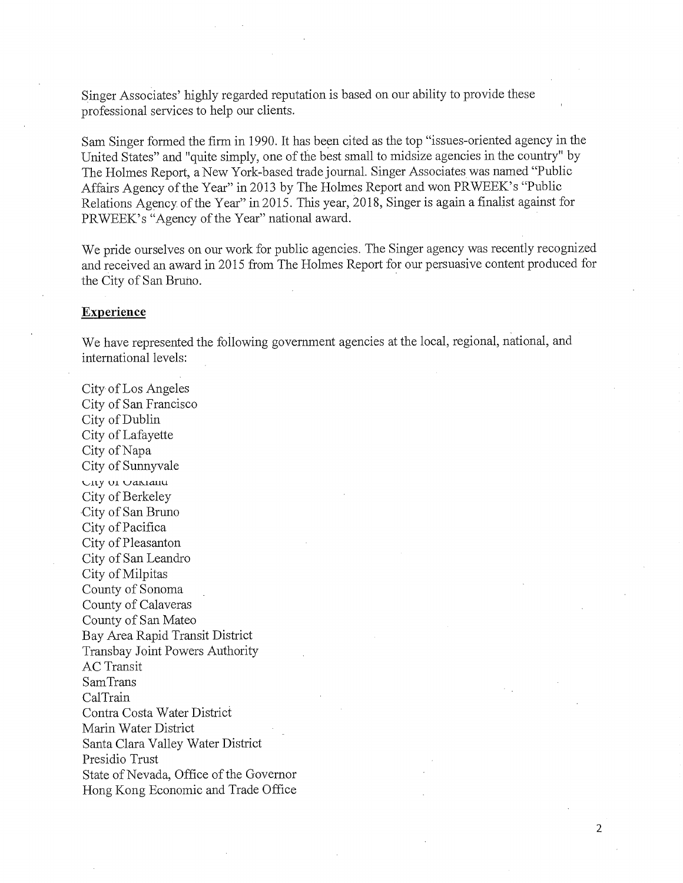Singer Associates' highly regarded reputation is based on our ability to provide these professional services to help our clients.

Sam Singer formed the firm in 1990. It has been cited as the top "issues-oriented agency in the United States" and "quite simply, one of the best small to midsize agencies in the country" by The Holmes Report, a New York-based trade journal. Singer Associates was named "Public Affairs Agency of the Year" in 2013 by The Holmes Report and won PRWEEK's "Public Relations Agency of the Year" in 2015. This year, 2018, Singer is again a finalist against for PRWEEK's "Agency of the Year" national award.

We pride ourselves on our work for public agencies. The Singer agency was recently recognized and received an award in 2015 from The Holmes Report for our persuasive content produced for the City of San Bruno.

**Experience**

We have represented the following government agencies at the local, regional, national, and international levels:

City of Los Angeles
City of San Francisco
City of Dublin
City of Lafayette
City of Napa
City of Sunnyvale
City of Oakland
City of Berkeley
City of San Bruno
City of Pacifica
City of Pleasanton
City of San Leandro
City of Milpitas
County of Sonoma
County of Calaveras
County of San Mateo
Bay Area Rapid Transit District
Transbay Joint Powers Authority
AC Transit
SamTrans
CalTrain
Contra Costa Water District
Marin Water District
Santa Clara Valley Water District
Presidio Trust
State of Nevada, Office of the Governor
Hong Kong Economic and Trade Office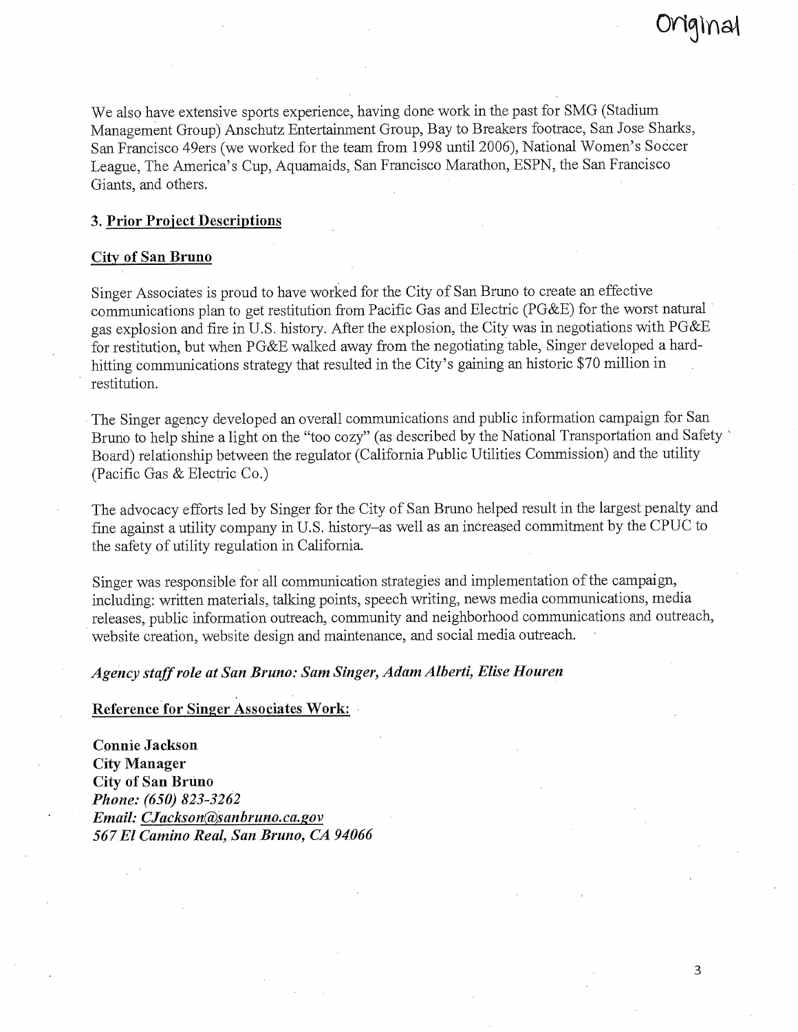Original

We also have extensive sports experience, having done work in the past for SMG (Stadium Management Group) Anschutz Entertainment Group, Bay to Breakers footrace, San Jose Sharks, San Francisco 49ers (we worked for the team from 1998 until 2006), National Women's Soccer League, The America's Cup, Aquamaids, San Francisco Marathon, ESPN, the San Francisco Giants, and others.

### 3. Prior Project Descriptions

#### City of San Bruno

Singer Associates is proud to have worked for the City of San Bruno to create an effective communications plan to get restitution from Pacific Gas and Electric (PG&E) for the worst natural gas explosion and fire in U.S. history. After the explosion, the City was in negotiations with PG&E for restitution, but when PG&E walked away from the negotiating table, Singer developed a hard-hitting communications strategy that resulted in the City's gaining an historic $70 million in restitution.

The Singer agency developed an overall communications and public information campaign for San Bruno to help shine a light on the "too cozy" (as described by the National Transportation and Safety Board) relationship between the regulator (California Public Utilities Commission) and the utility (Pacific Gas & Electric Co.)

The advocacy efforts led by Singer for the City of San Bruno helped result in the largest penalty and fine against a utility company in U.S. history–as well as an increased commitment by the CPUC to the safety of utility regulation in California.

Singer was responsible for all communication strategies and implementation of the campaign, including: written materials, talking points, speech writing, news media communications, media releases, public information outreach, community and neighborhood communications and outreach, website creation, website design and maintenance, and social media outreach.

***Agency staff role at San Bruno: Sam Singer, Adam Alberti, Elise Houren***

**Reference for Singer Associates Work:**

**Connie Jackson**
**City Manager**
**City of San Bruno**
***Phone: (650) 823-3262***
***Email: CJackson@sanbruno.ca.gov***
***567 El Camino Real, San Bruno, CA 94066***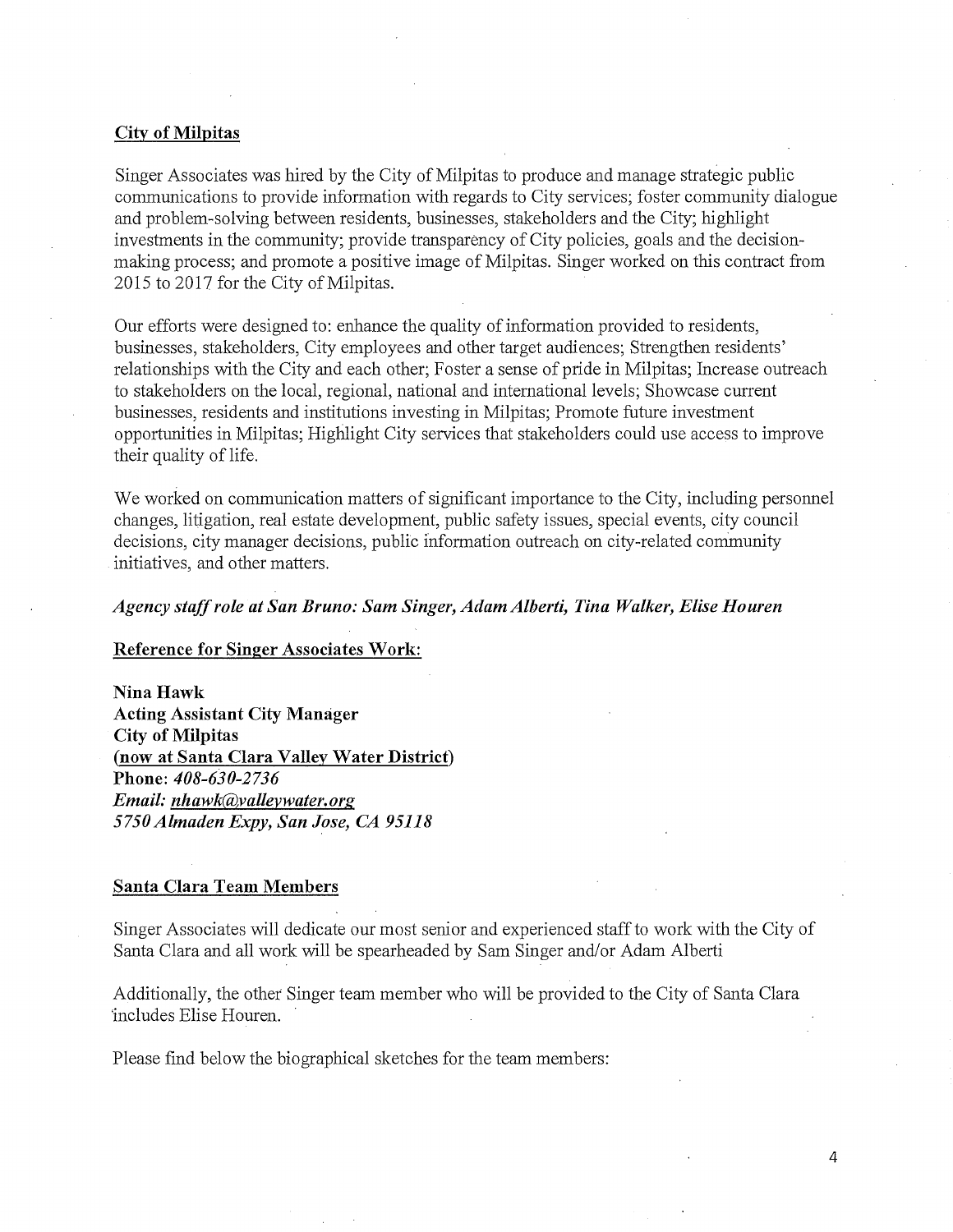**City of Milpitas**

Singer Associates was hired by the City of Milpitas to produce and manage strategic public communications to provide information with regards to City services; foster community dialogue and problem-solving between residents, businesses, stakeholders and the City; highlight investments in the community; provide transparency of City policies, goals and the decision-making process; and promote a positive image of Milpitas. Singer worked on this contract from 2015 to 2017 for the City of Milpitas.

Our efforts were designed to: enhance the quality of information provided to residents, businesses, stakeholders, City employees and other target audiences; Strengthen residents' relationships with the City and each other; Foster a sense of pride in Milpitas; Increase outreach to stakeholders on the local, regional, national and international levels; Showcase current businesses, residents and institutions investing in Milpitas; Promote future investment opportunities in Milpitas; Highlight City services that stakeholders could use access to improve their quality of life.

We worked on communication matters of significant importance to the City, including personnel changes, litigation, real estate development, public safety issues, special events, city council decisions, city manager decisions, public information outreach on city-related community initiatives, and other matters.

***Agency staff role at San Bruno: Sam Singer, Adam Alberti, Tina Walker, Elise Houren***

**Reference for Singer Associates Work:**

**Nina Hawk**
**Acting Assistant City Manager**
**City of Milpitas**
**(now at Santa Clara Valley Water District)**
**Phone:** ***408-630-2736***
***Email: nhawk@valleywater.org***
***5750 Almaden Expy, San Jose, CA 95118***

**Santa Clara Team Members**

Singer Associates will dedicate our most senior and experienced staff to work with the City of Santa Clara and all work will be spearheaded by Sam Singer and/or Adam Alberti

Additionally, the other Singer team member who will be provided to the City of Santa Clara includes Elise Houren.

Please find below the biographical sketches for the team members: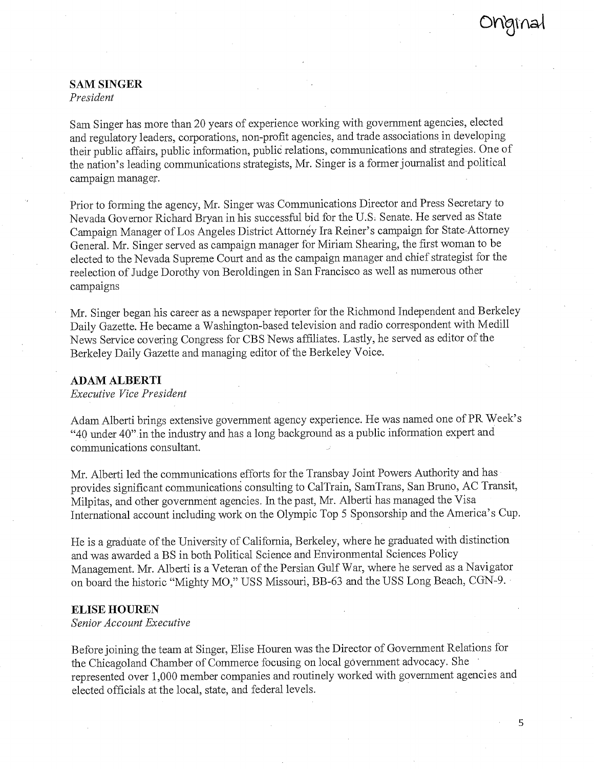Original

**SAM SINGER**
*President*

Sam Singer has more than 20 years of experience working with government agencies, elected and regulatory leaders, corporations, non-profit agencies, and trade associations in developing their public affairs, public information, public relations, communications and strategies. One of the nation's leading communications strategists, Mr. Singer is a former journalist and political campaign manager.

Prior to forming the agency, Mr. Singer was Communications Director and Press Secretary to Nevada Governor Richard Bryan in his successful bid for the U.S. Senate. He served as State Campaign Manager of Los Angeles District Attorney Ira Reiner's campaign for State Attorney General. Mr. Singer served as campaign manager for Miriam Shearing, the first woman to be elected to the Nevada Supreme Court and as the campaign manager and chief strategist for the reelection of Judge Dorothy von Beroldingen in San Francisco as well as numerous other campaigns

Mr. Singer began his career as a newspaper reporter for the Richmond Independent and Berkeley Daily Gazette. He became a Washington-based television and radio correspondent with Medill News Service covering Congress for CBS News affiliates. Lastly, he served as editor of the Berkeley Daily Gazette and managing editor of the Berkeley Voice.

**ADAM ALBERTI**
*Executive Vice President*

Adam Alberti brings extensive government agency experience. He was named one of PR Week's "40 under 40" in the industry and has a long background as a public information expert and communications consultant.

Mr. Alberti led the communications efforts for the Transbay Joint Powers Authority and has provides significant communications consulting to CalTrain, SamTrans, San Bruno, AC Transit, Milpitas, and other government agencies. In the past, Mr. Alberti has managed the Visa International account including work on the Olympic Top 5 Sponsorship and the America's Cup.

He is a graduate of the University of California, Berkeley, where he graduated with distinction and was awarded a BS in both Political Science and Environmental Sciences Policy Management. Mr. Alberti is a Veteran of the Persian Gulf War, where he served as a Navigator on board the historic "Mighty MO," USS Missouri, BB-63 and the USS Long Beach, CGN-9.

**ELISE HOUREN**
*Senior Account Executive*

Before joining the team at Singer, Elise Houren was the Director of Government Relations for the Chicagoland Chamber of Commerce focusing on local government advocacy. She represented over 1,000 member companies and routinely worked with government agencies and elected officials at the local, state, and federal levels.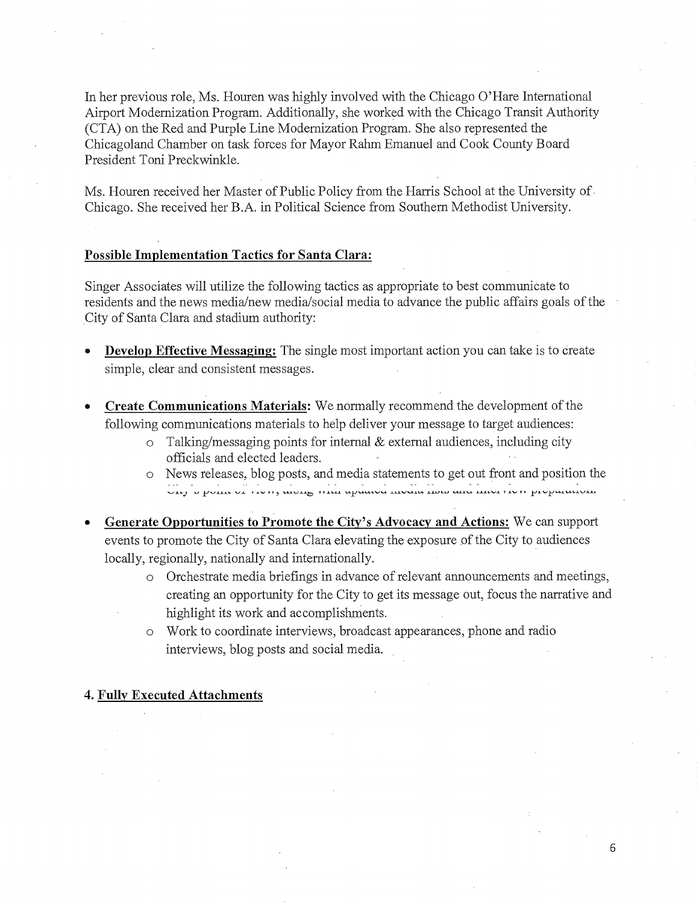In her previous role, Ms. Houren was highly involved with the Chicago O'Hare International Airport Modernization Program. Additionally, she worked with the Chicago Transit Authority (CTA) on the Red and Purple Line Modernization Program. She also represented the Chicagoland Chamber on task forces for Mayor Rahm Emanuel and Cook County Board President Toni Preckwinkle.

Ms. Houren received her Master of Public Policy from the Harris School at the University of Chicago. She received her B.A. in Political Science from Southern Methodist University.

**Possible Implementation Tactics for Santa Clara:**

Singer Associates will utilize the following tactics as appropriate to best communicate to residents and the news media/new media/social media to advance the public affairs goals of the City of Santa Clara and stadium authority:

- **Develop Effective Messaging:** The single most important action you can take is to create simple, clear and consistent messages.

- **Create Communications Materials:** We normally recommend the development of the following communications materials to help deliver your message to target audiences:
  - Talking/messaging points for internal & external audiences, including city officials and elected leaders.
  - News releases, blog posts, and media statements to get out front and position the City's point of view, along with updated media lists and interview preparation.

- **Generate Opportunities to Promote the City's Advocacy and Actions:** We can support events to promote the City of Santa Clara elevating the exposure of the City to audiences locally, regionally, nationally and internationally.
  - Orchestrate media briefings in advance of relevant announcements and meetings, creating an opportunity for the City to get its message out, focus the narrative and highlight its work and accomplishments.
  - Work to coordinate interviews, broadcast appearances, phone and radio interviews, blog posts and social media.

**4. Fully Executed Attachments**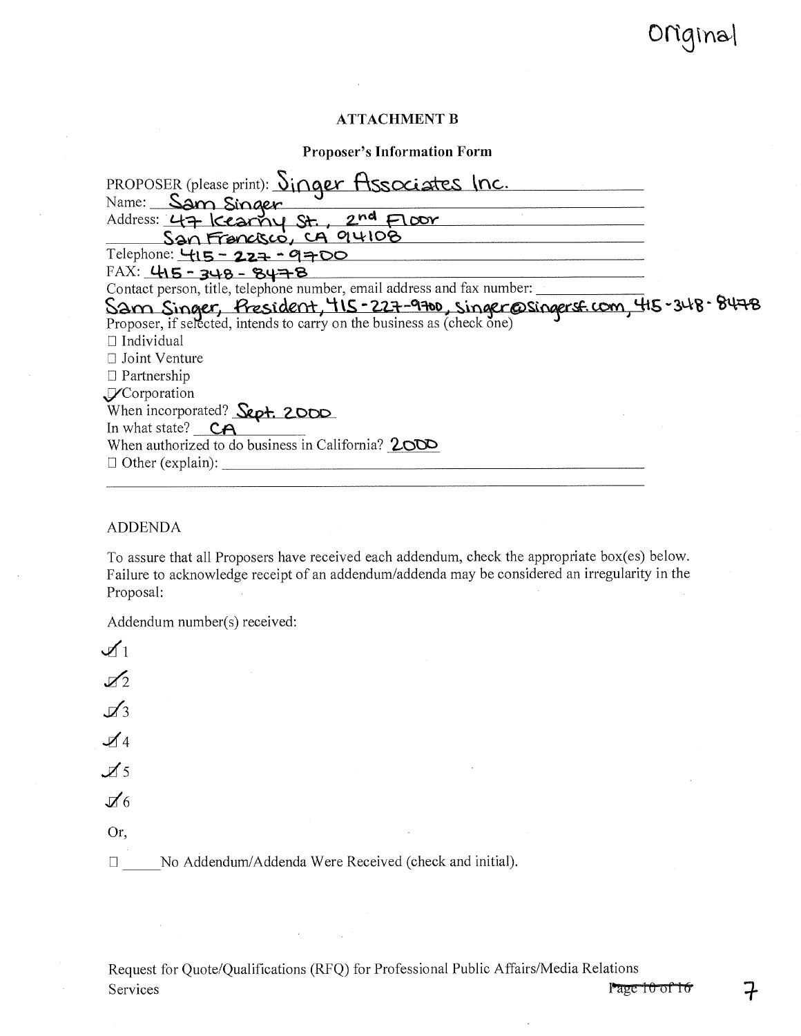Original

## ATTACHMENT B

### Proposer's Information Form

PROPOSER (please print): Singer Associates Inc.

Name: Sam Singer

Address: 47 Kearny St., 2nd Floor
San Francisco, CA 94108

Telephone: 415-227-9700

FAX: 415-348-8478

Contact person, title, telephone number, email address and fax number:
Sam Singer, President, 415-227-9700, singer@singersf.com, 415-348-8478

Proposer, if selected, intends to carry on the business as (check one)

- ☐ Individual
- ☐ Joint Venture
- ☐ Partnership
- ☑ Corporation

When incorporated? Sept. 2000

In what state? CA

When authorized to do business in California? 2000

- ☐ Other (explain): \_\_\_\_\_\_\_\_\_\_

ADDENDA

To assure that all Proposers have received each addendum, check the appropriate box(es) below. Failure to acknowledge receipt of an addendum/addenda may be considered an irregularity in the Proposal:

Addendum number(s) received:

- ☑ 1
- ☑ 2
- ☑ 3
- ☑ 4
- ☑ 5
- ☑ 6

Or,

☐ \_\_\_\_\_No Addendum/Addenda Were Received (check and initial).

Request for Quote/Qualifications (RFQ) for Professional Public Affairs/Media Relations Services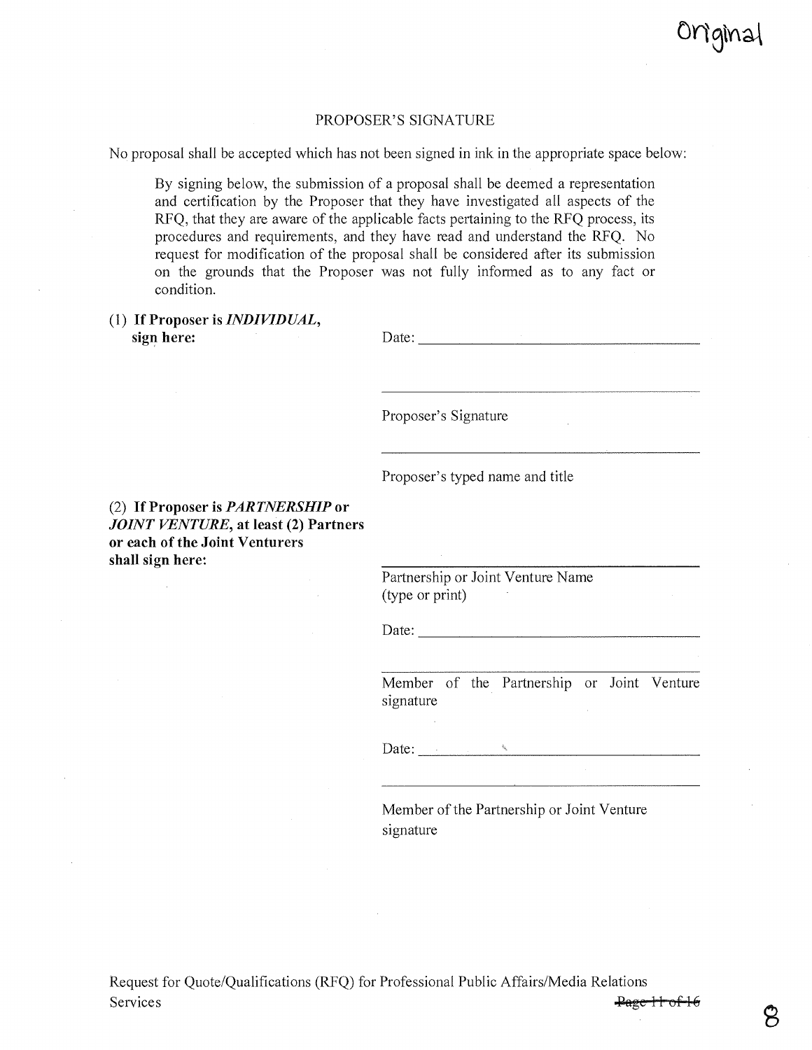Original

## PROPOSER'S SIGNATURE

No proposal shall be accepted which has not been signed in ink in the appropriate space below:

> By signing below, the submission of a proposal shall be deemed a representation and certification by the Proposer that they have investigated all aspects of the RFQ, that they are aware of the applicable facts pertaining to the RFQ process, its procedures and requirements, and they have read and understand the RFQ. No request for modification of the proposal shall be considered after its submission on the grounds that the Proposer was not fully informed as to any fact or condition.

(1) **If Proposer is *INDIVIDUAL*, sign here:**

Date: ______________________________

______________________________

Proposer's Signature

______________________________

Proposer's typed name and title

(2) **If Proposer is *PARTNERSHIP* or *JOINT VENTURE*, at least (2) Partners or each of the Joint Venturers shall sign here:**

______________________________

Partnership or Joint Venture Name (type or print)

Date: ______________________________

______________________________

Member of the Partnership or Joint Venture signature

Date: ______________________________

______________________________

Member of the Partnership or Joint Venture signature

Request for Quote/Qualifications (RFQ) for Professional Public Affairs/Media Relations Services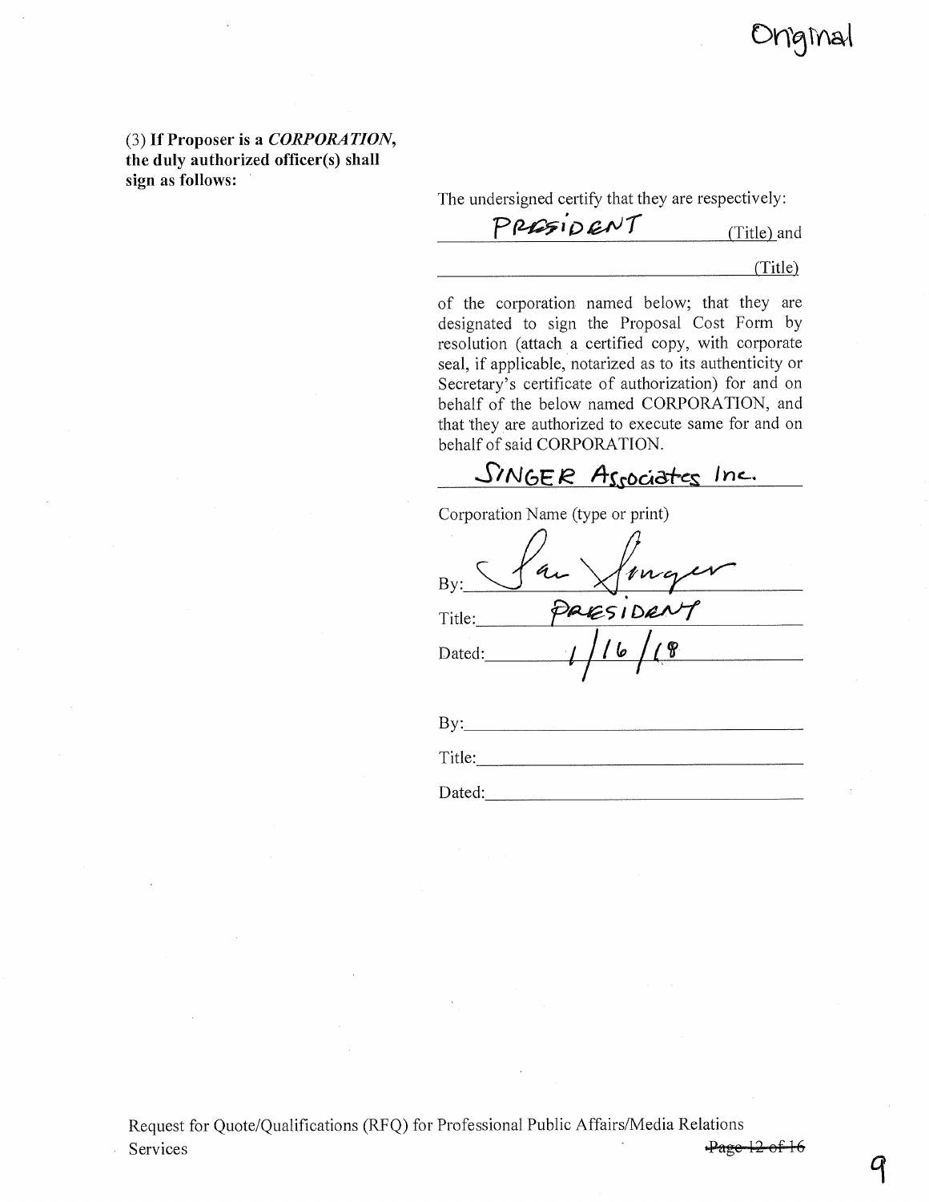Original

**(3) If Proposer is a *CORPORATION*, the duly authorized officer(s) shall sign as follows:**

The undersigned certify that they are respectively:

PRESIDENT (Title) and

_______________ (Title)

of the corporation named below; that they are designated to sign the Proposal Cost Form by resolution (attach a certified copy, with corporate seal, if applicable, notarized as to its authenticity or Secretary's certificate of authorization) for and on behalf of the below named CORPORATION, and that they are authorized to execute same for and on behalf of said CORPORATION.

SINGER Associates Inc.

Corporation Name (type or print)

By: Sam Singer

Title: PRESIDENT

Dated: 1/16/18

By: _______________

Title: _______________

Dated: _______________

Request for Quote/Qualifications (RFQ) for Professional Public Affairs/Media Relations Services

~~Page 12 of 16~~

9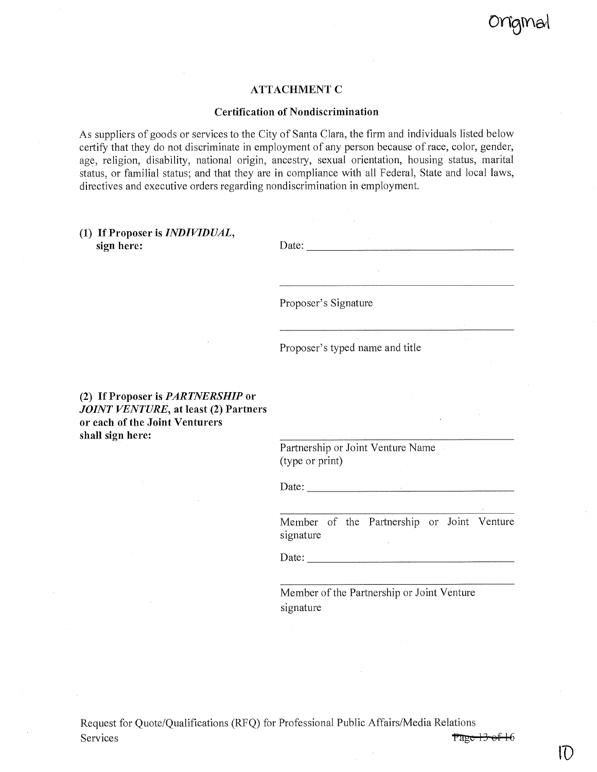Original

## ATTACHMENT C

### Certification of Nondiscrimination

As suppliers of goods or services to the City of Santa Clara, the firm and individuals listed below certify that they do not discriminate in employment of any person because of race, color, gender, age, religion, disability, national origin, ancestry, sexual orientation, housing status, marital status, or familial status; and that they are in compliance with all Federal, State and local laws, directives and executive orders regarding nondiscrimination in employment.

**(1) If Proposer is *INDIVIDUAL*, sign here:**

Date: ______________________________

______________________________

Proposer's Signature

______________________________

Proposer's typed name and title

**(2) If Proposer is *PARTNERSHIP* or *JOINT VENTURE*, at least (2) Partners or each of the Joint Venturers shall sign here:**

______________________________

Partnership or Joint Venture Name (type or print)

Date: ______________________________

______________________________

Member of the Partnership or Joint Venture signature

Date: ______________________________

______________________________

Member of the Partnership or Joint Venture signature

Request for Quote/Qualifications (RFQ) for Professional Public Affairs/Media Relations Services

10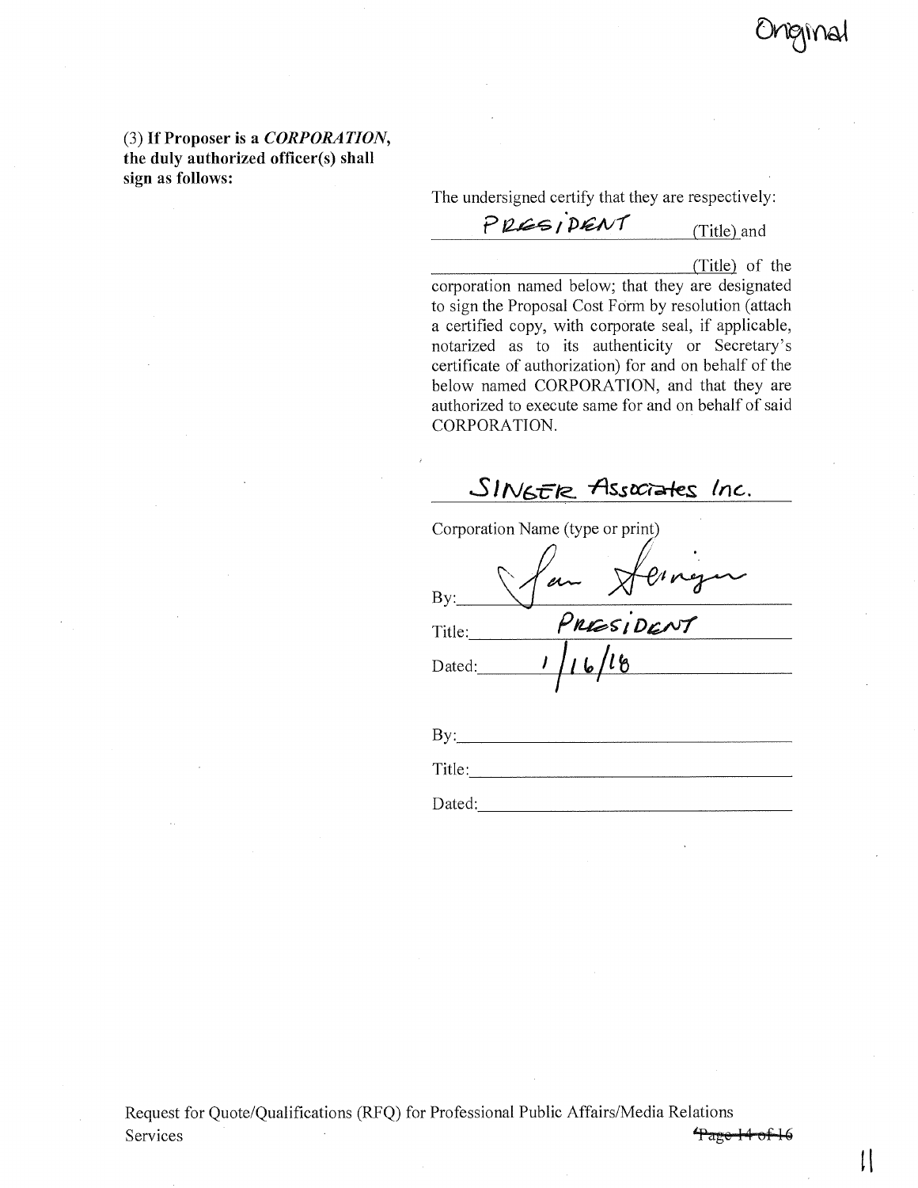Original

**(3) If Proposer is a *CORPORATION*, the duly authorized officer(s) shall sign as follows:**

The undersigned certify that they are respectively:

PRESIDENT (Title) and

\_\_\_\_\_\_\_\_\_\_\_\_\_\_\_\_ (Title) of the corporation named below; that they are designated to sign the Proposal Cost Form by resolution (attach a certified copy, with corporate seal, if applicable, notarized as to its authenticity or Secretary's certificate of authorization) for and on behalf of the below named CORPORATION, and that they are authorized to execute same for and on behalf of said CORPORATION.

SINGER Associates Inc.

Corporation Name (type or print)

By: [signature]

Title: PRESIDENT

Dated: 1/16/18

By: \_\_\_\_\_\_\_\_\_\_\_\_\_\_\_\_

Title: \_\_\_\_\_\_\_\_\_\_\_\_\_\_\_\_

Dated: \_\_\_\_\_\_\_\_\_\_\_\_\_\_\_\_

Request for Quote/Qualifications (RFQ) for Professional Public Affairs/Media Relations Services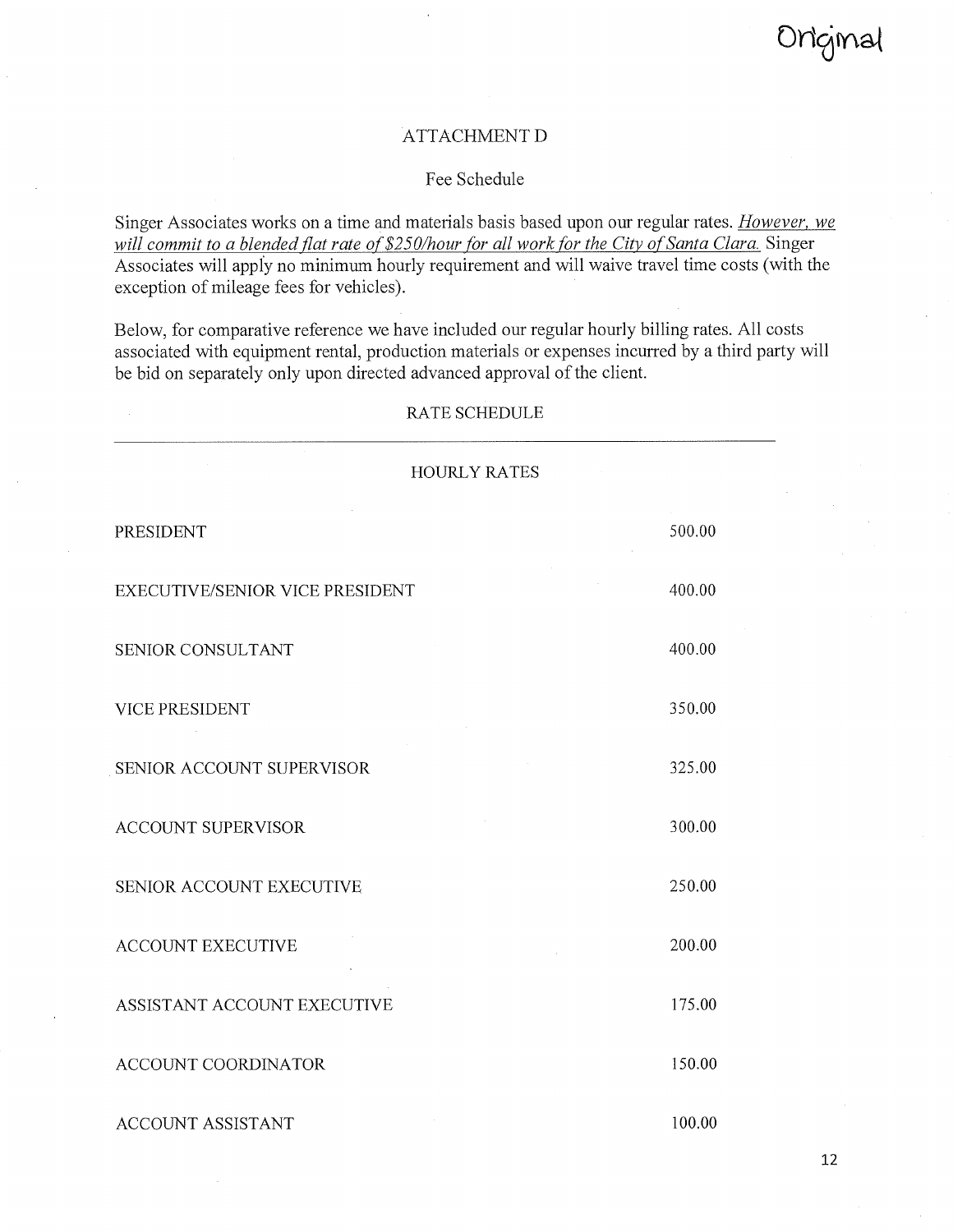Original

# ATTACHMENT D

## Fee Schedule

Singer Associates works on a time and materials basis based upon our regular rates. *<u>However, we will commit to a blended flat rate of $250/hour for all work for the City of Santa Clara.</u>* Singer Associates will apply no minimum hourly requirement and will waive travel time costs (with the exception of mileage fees for vehicles).

Below, for comparative reference we have included our regular hourly billing rates. All costs associated with equipment rental, production materials or expenses incurred by a third party will be bid on separately only upon directed advanced approval of the client.

### RATE SCHEDULE

| HOURLY RATES | |
|---|---|
| PRESIDENT | 500.00 |
| EXECUTIVE/SENIOR VICE PRESIDENT | 400.00 |
| SENIOR CONSULTANT | 400.00 |
| VICE PRESIDENT | 350.00 |
| SENIOR ACCOUNT SUPERVISOR | 325.00 |
| ACCOUNT SUPERVISOR | 300.00 |
| SENIOR ACCOUNT EXECUTIVE | 250.00 |
| ACCOUNT EXECUTIVE | 200.00 |
| ASSISTANT ACCOUNT EXECUTIVE | 175.00 |
| ACCOUNT COORDINATOR | 150.00 |
| ACCOUNT ASSISTANT | 100.00 |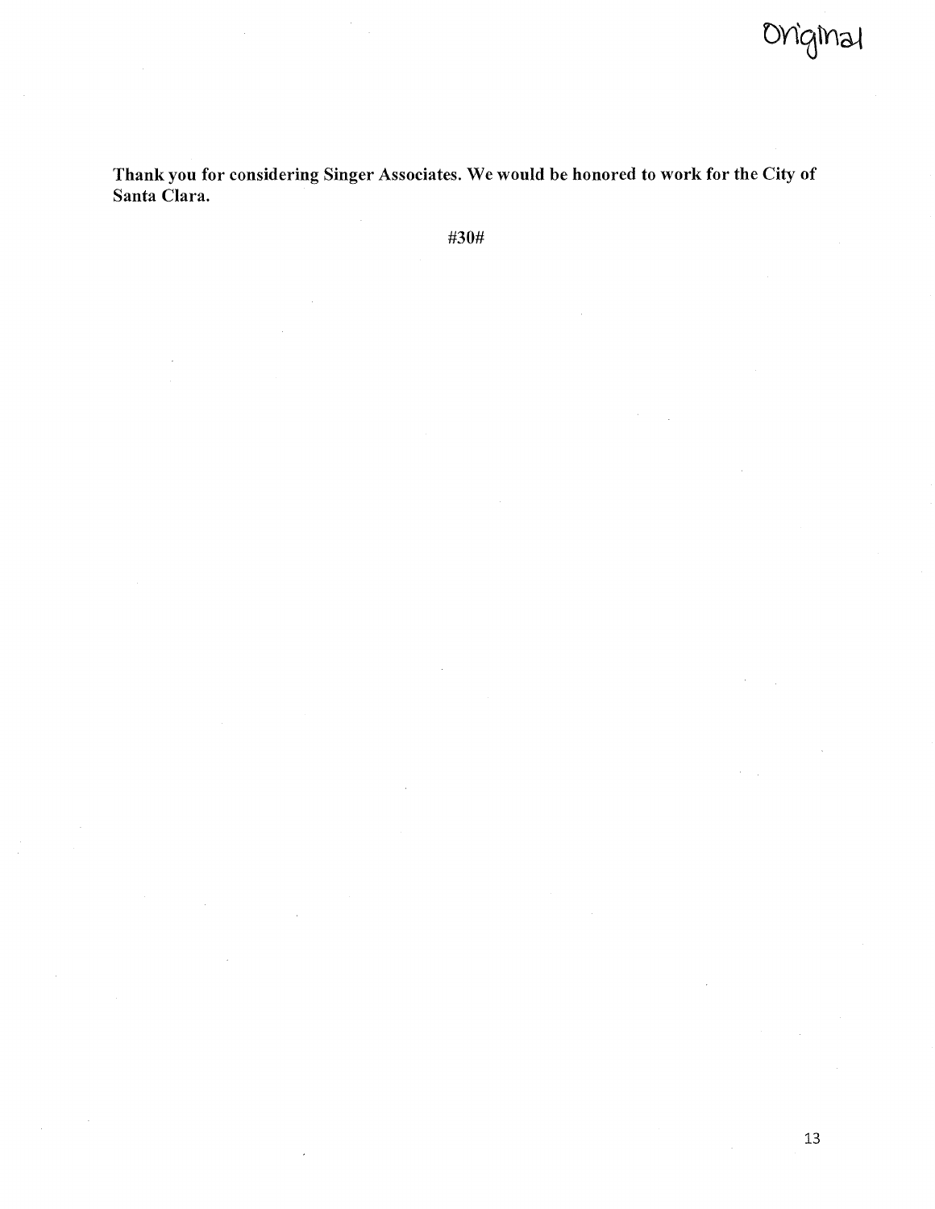Original

**Thank you for considering Singer Associates. We would be honored to work for the City of Santa Clara.**

#30#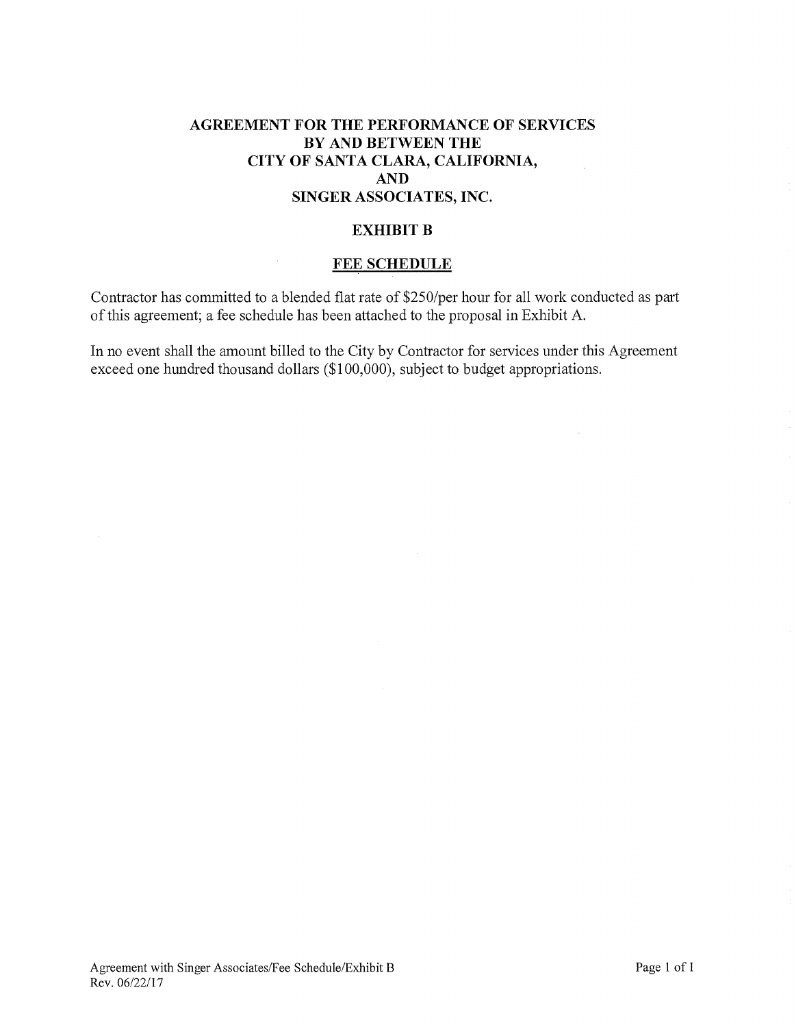# AGREEMENT FOR THE PERFORMANCE OF SERVICES BY AND BETWEEN THE CITY OF SANTA CLARA, CALIFORNIA, AND SINGER ASSOCIATES, INC.

## EXHIBIT B

### FEE SCHEDULE

Contractor has committed to a blended flat rate of $250/per hour for all work conducted as part of this agreement; a fee schedule has been attached to the proposal in Exhibit A.

In no event shall the amount billed to the City by Contractor for services under this Agreement exceed one hundred thousand dollars ($100,000), subject to budget appropriations.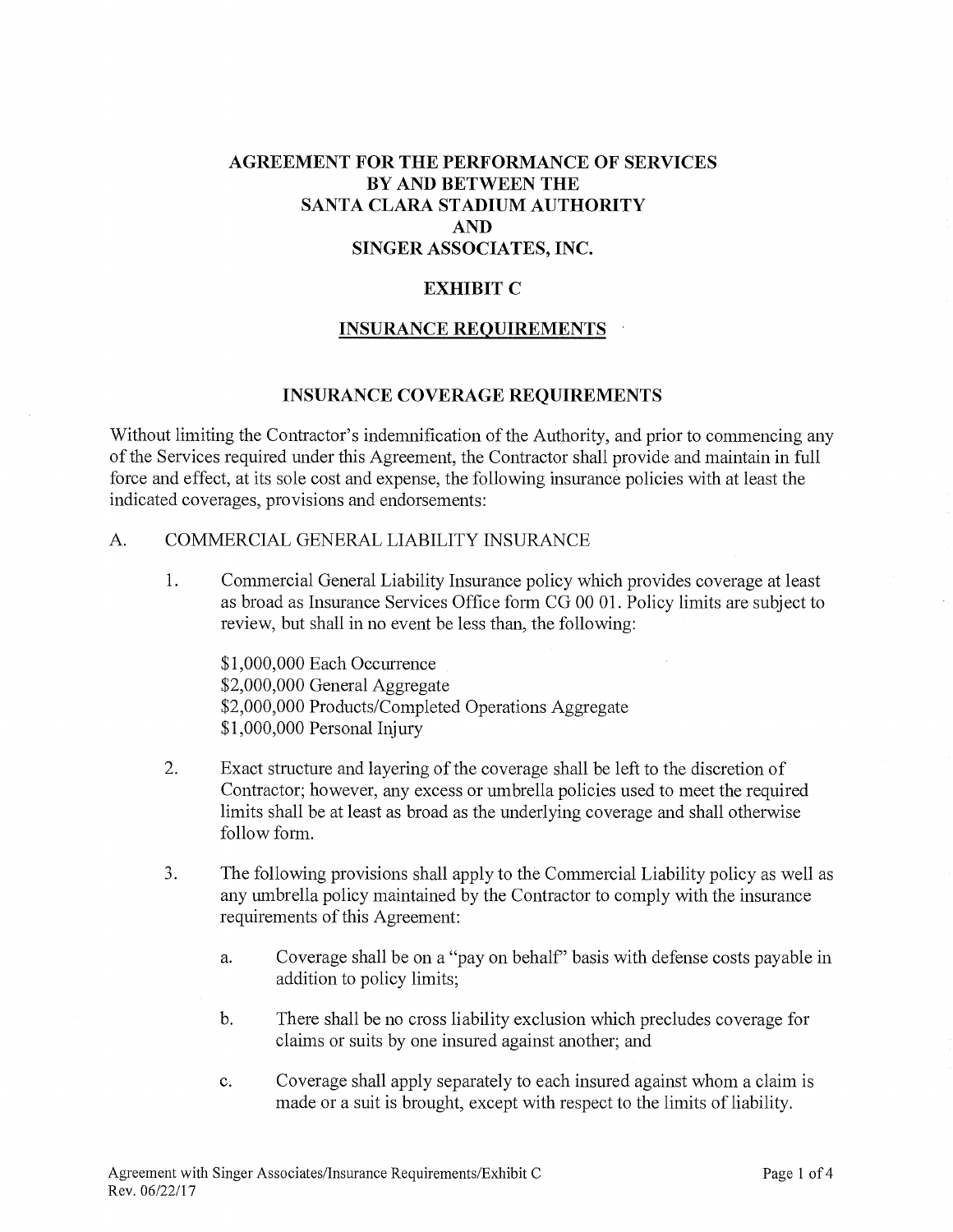# AGREEMENT FOR THE PERFORMANCE OF SERVICES BY AND BETWEEN THE SANTA CLARA STADIUM AUTHORITY AND SINGER ASSOCIATES, INC.

## EXHIBIT C

## INSURANCE REQUIREMENTS

### INSURANCE COVERAGE REQUIREMENTS

Without limiting the Contractor's indemnification of the Authority, and prior to commencing any of the Services required under this Agreement, the Contractor shall provide and maintain in full force and effect, at its sole cost and expense, the following insurance policies with at least the indicated coverages, provisions and endorsements:

A. COMMERCIAL GENERAL LIABILITY INSURANCE

1. Commercial General Liability Insurance policy which provides coverage at least as broad as Insurance Services Office form CG 00 01. Policy limits are subject to review, but shall in no event be less than, the following:

   $1,000,000 Each Occurrence
   $2,000,000 General Aggregate
   $2,000,000 Products/Completed Operations Aggregate
   $1,000,000 Personal Injury

2. Exact structure and layering of the coverage shall be left to the discretion of Contractor; however, any excess or umbrella policies used to meet the required limits shall be at least as broad as the underlying coverage and shall otherwise follow form.

3. The following provisions shall apply to the Commercial Liability policy as well as any umbrella policy maintained by the Contractor to comply with the insurance requirements of this Agreement:

   a. Coverage shall be on a "pay on behalf" basis with defense costs payable in addition to policy limits;

   b. There shall be no cross liability exclusion which precludes coverage for claims or suits by one insured against another; and

   c. Coverage shall apply separately to each insured against whom a claim is made or a suit is brought, except with respect to the limits of liability.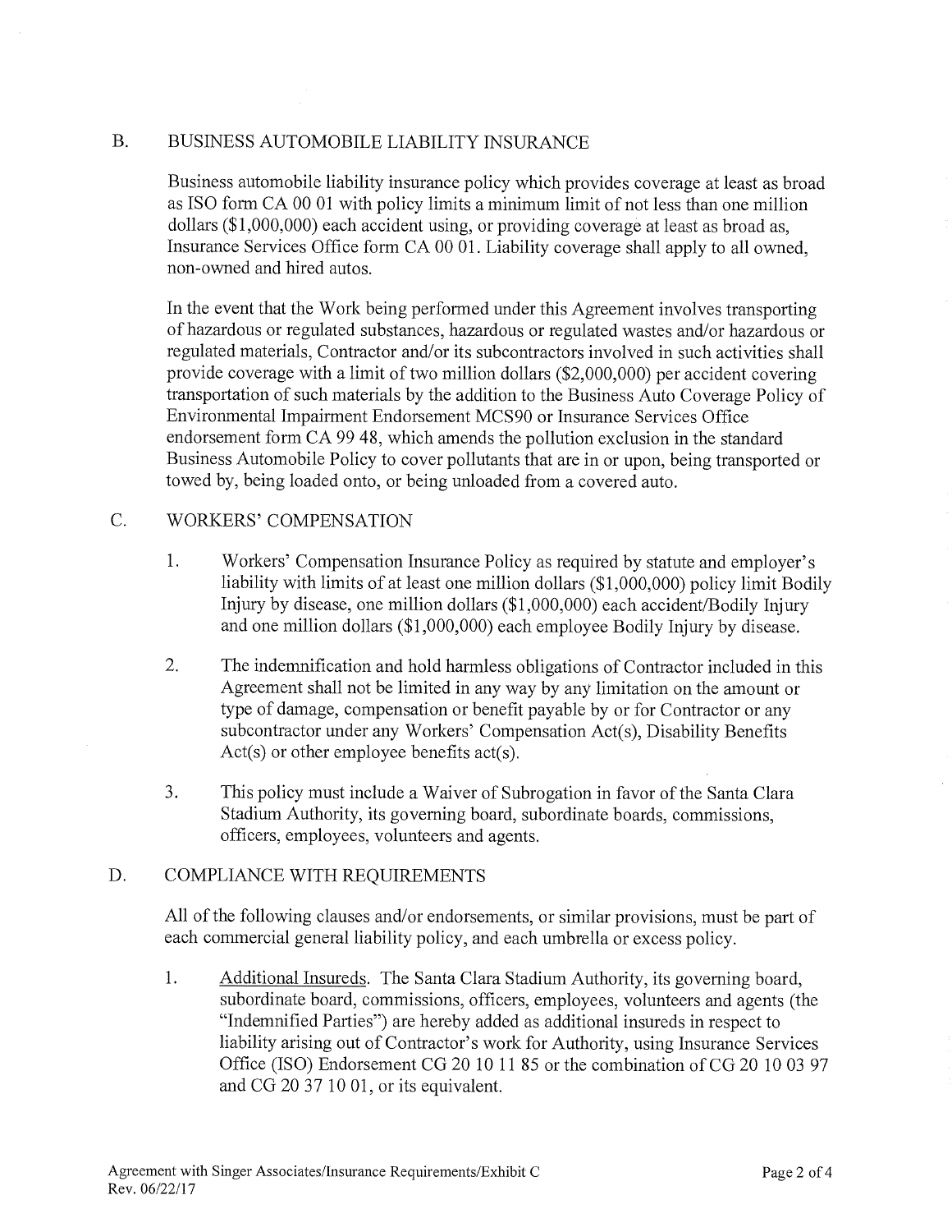## B. BUSINESS AUTOMOBILE LIABILITY INSURANCE

Business automobile liability insurance policy which provides coverage at least as broad as ISO form CA 00 01 with policy limits a minimum limit of not less than one million dollars ($1,000,000) each accident using, or providing coverage at least as broad as, Insurance Services Office form CA 00 01. Liability coverage shall apply to all owned, non-owned and hired autos.

In the event that the Work being performed under this Agreement involves transporting of hazardous or regulated substances, hazardous or regulated wastes and/or hazardous or regulated materials, Contractor and/or its subcontractors involved in such activities shall provide coverage with a limit of two million dollars ($2,000,000) per accident covering transportation of such materials by the addition to the Business Auto Coverage Policy of Environmental Impairment Endorsement MCS90 or Insurance Services Office endorsement form CA 99 48, which amends the pollution exclusion in the standard Business Automobile Policy to cover pollutants that are in or upon, being transported or towed by, being loaded onto, or being unloaded from a covered auto.

## C. WORKERS' COMPENSATION

1. Workers' Compensation Insurance Policy as required by statute and employer's liability with limits of at least one million dollars ($1,000,000) policy limit Bodily Injury by disease, one million dollars ($1,000,000) each accident/Bodily Injury and one million dollars ($1,000,000) each employee Bodily Injury by disease.

2. The indemnification and hold harmless obligations of Contractor included in this Agreement shall not be limited in any way by any limitation on the amount or type of damage, compensation or benefit payable by or for Contractor or any subcontractor under any Workers' Compensation Act(s), Disability Benefits Act(s) or other employee benefits act(s).

3. This policy must include a Waiver of Subrogation in favor of the Santa Clara Stadium Authority, its governing board, subordinate boards, commissions, officers, employees, volunteers and agents.

## D. COMPLIANCE WITH REQUIREMENTS

All of the following clauses and/or endorsements, or similar provisions, must be part of each commercial general liability policy, and each umbrella or excess policy.

1. Additional Insureds. The Santa Clara Stadium Authority, its governing board, subordinate board, commissions, officers, employees, volunteers and agents (the "Indemnified Parties") are hereby added as additional insureds in respect to liability arising out of Contractor's work for Authority, using Insurance Services Office (ISO) Endorsement CG 20 10 11 85 or the combination of CG 20 10 03 97 and CG 20 37 10 01, or its equivalent.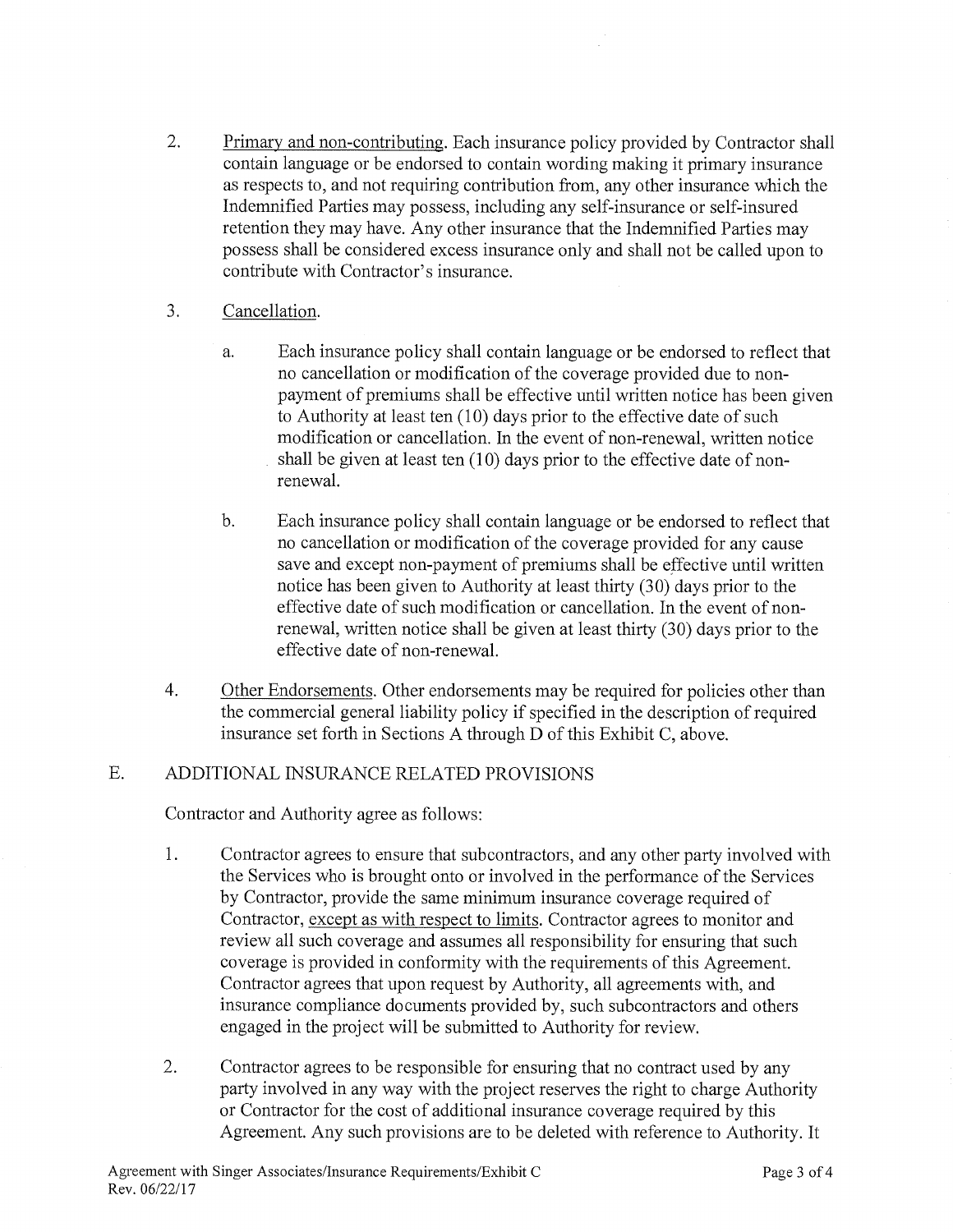2. <u>Primary and non-contributing</u>. Each insurance policy provided by Contractor shall contain language or be endorsed to contain wording making it primary insurance as respects to, and not requiring contribution from, any other insurance which the Indemnified Parties may possess, including any self-insurance or self-insured retention they may have. Any other insurance that the Indemnified Parties may possess shall be considered excess insurance only and shall not be called upon to contribute with Contractor's insurance.

3. <u>Cancellation</u>.

   a. Each insurance policy shall contain language or be endorsed to reflect that no cancellation or modification of the coverage provided due to non-payment of premiums shall be effective until written notice has been given to Authority at least ten (10) days prior to the effective date of such modification or cancellation. In the event of non-renewal, written notice shall be given at least ten (10) days prior to the effective date of non-renewal.

   b. Each insurance policy shall contain language or be endorsed to reflect that no cancellation or modification of the coverage provided for any cause save and except non-payment of premiums shall be effective until written notice has been given to Authority at least thirty (30) days prior to the effective date of such modification or cancellation. In the event of non-renewal, written notice shall be given at least thirty (30) days prior to the effective date of non-renewal.

4. <u>Other Endorsements</u>. Other endorsements may be required for policies other than the commercial general liability policy if specified in the description of required insurance set forth in Sections A through D of this Exhibit C, above.

## E. ADDITIONAL INSURANCE RELATED PROVISIONS

Contractor and Authority agree as follows:

1. Contractor agrees to ensure that subcontractors, and any other party involved with the Services who is brought onto or involved in the performance of the Services by Contractor, provide the same minimum insurance coverage required of Contractor, <u>except as with respect to limits</u>. Contractor agrees to monitor and review all such coverage and assumes all responsibility for ensuring that such coverage is provided in conformity with the requirements of this Agreement. Contractor agrees that upon request by Authority, all agreements with, and insurance compliance documents provided by, such subcontractors and others engaged in the project will be submitted to Authority for review.

2. Contractor agrees to be responsible for ensuring that no contract used by any party involved in any way with the project reserves the right to charge Authority or Contractor for the cost of additional insurance coverage required by this Agreement. Any such provisions are to be deleted with reference to Authority. It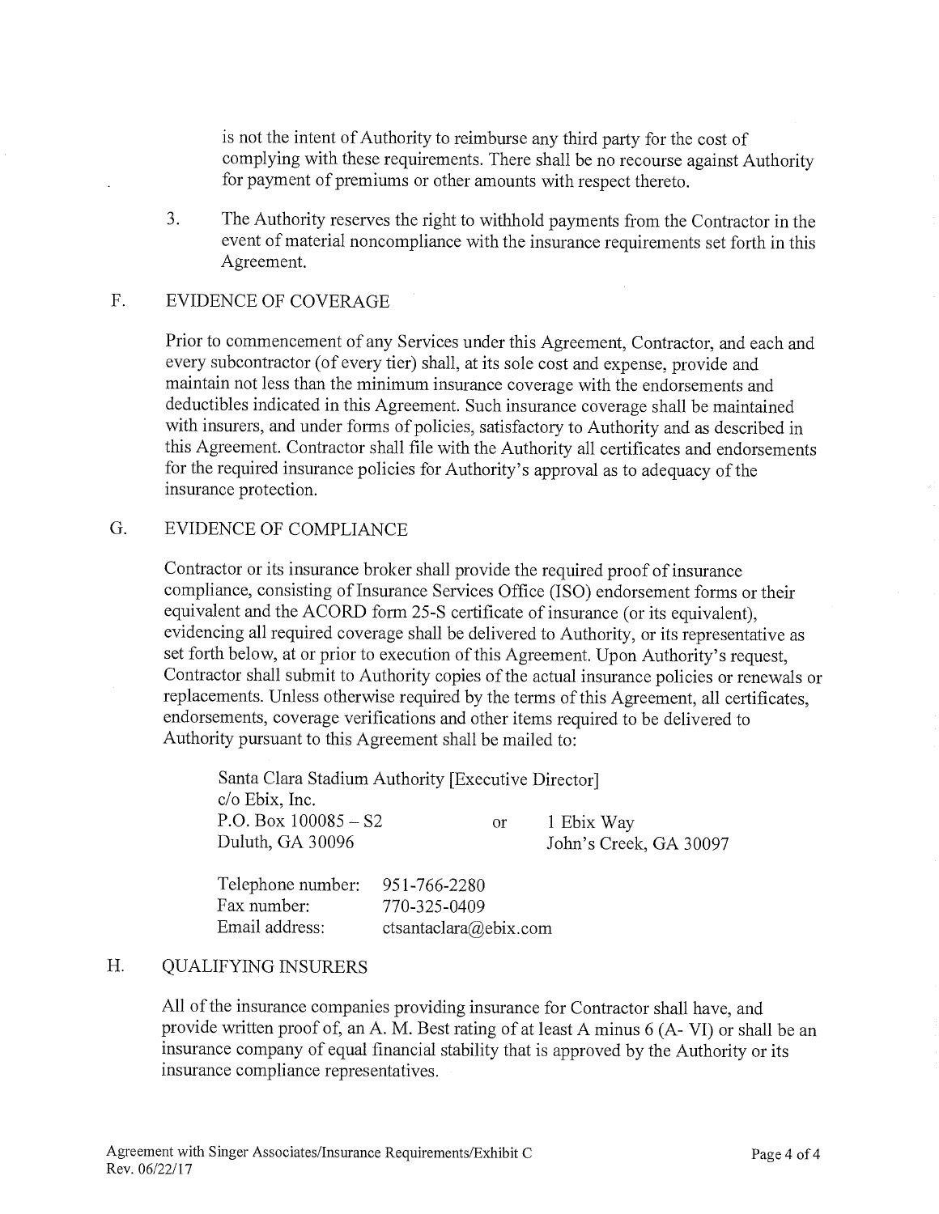is not the intent of Authority to reimburse any third party for the cost of complying with these requirements. There shall be no recourse against Authority for payment of premiums or other amounts with respect thereto.

3. The Authority reserves the right to withhold payments from the Contractor in the event of material noncompliance with the insurance requirements set forth in this Agreement.

## F. EVIDENCE OF COVERAGE

Prior to commencement of any Services under this Agreement, Contractor, and each and every subcontractor (of every tier) shall, at its sole cost and expense, provide and maintain not less than the minimum insurance coverage with the endorsements and deductibles indicated in this Agreement. Such insurance coverage shall be maintained with insurers, and under forms of policies, satisfactory to Authority and as described in this Agreement. Contractor shall file with the Authority all certificates and endorsements for the required insurance policies for Authority's approval as to adequacy of the insurance protection.

## G. EVIDENCE OF COMPLIANCE

Contractor or its insurance broker shall provide the required proof of insurance compliance, consisting of Insurance Services Office (ISO) endorsement forms or their equivalent and the ACORD form 25-S certificate of insurance (or its equivalent), evidencing all required coverage shall be delivered to Authority, or its representative as set forth below, at or prior to execution of this Agreement. Upon Authority's request, Contractor shall submit to Authority copies of the actual insurance policies or renewals or replacements. Unless otherwise required by the terms of this Agreement, all certificates, endorsements, coverage verifications and other items required to be delivered to Authority pursuant to this Agreement shall be mailed to:

Santa Clara Stadium Authority [Executive Director]
c/o Ebix, Inc.
P.O. Box 100085 – S2 or 1 Ebix Way
Duluth, GA 30096 John's Creek, GA 30097

Telephone number: 951-766-2280
Fax number: 770-325-0409
Email address: ctsantaclara@ebix.com

## H. QUALIFYING INSURERS

All of the insurance companies providing insurance for Contractor shall have, and provide written proof of, an A. M. Best rating of at least A minus 6 (A- VI) or shall be an insurance company of equal financial stability that is approved by the Authority or its insurance compliance representatives.

Agreement with Singer Associates/Insurance Requirements/Exhibit C
Rev. 06/22/17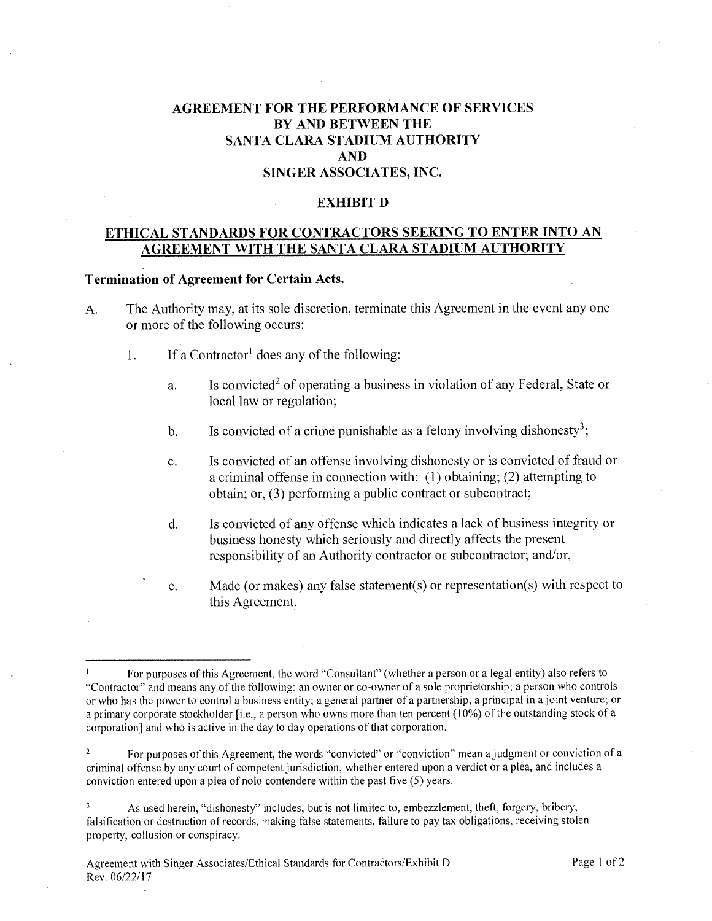# AGREEMENT FOR THE PERFORMANCE OF SERVICES BY AND BETWEEN THE SANTA CLARA STADIUM AUTHORITY AND SINGER ASSOCIATES, INC.

## EXHIBIT D

## ETHICAL STANDARDS FOR CONTRACTORS SEEKING TO ENTER INTO AN AGREEMENT WITH THE SANTA CLARA STADIUM AUTHORITY

**Termination of Agreement for Certain Acts.**

A. The Authority may, at its sole discretion, terminate this Agreement in the event any one or more of the following occurs:

1. If a Contractor[1] does any of the following:

   a. Is convicted[2] of operating a business in violation of any Federal, State or local law or regulation;

   b. Is convicted of a crime punishable as a felony involving dishonesty[3];

   c. Is convicted of an offense involving dishonesty or is convicted of fraud or a criminal offense in connection with: (1) obtaining; (2) attempting to obtain; or, (3) performing a public contract or subcontract;

   d. Is convicted of any offense which indicates a lack of business integrity or business honesty which seriously and directly affects the present responsibility of an Authority contractor or subcontractor; and/or,

   e. Made (or makes) any false statement(s) or representation(s) with respect to this Agreement.

---

[1] For purposes of this Agreement, the word "Consultant" (whether a person or a legal entity) also refers to "Contractor" and means any of the following: an owner or co-owner of a sole proprietorship; a person who controls or who has the power to control a business entity; a general partner of a partnership; a principal in a joint venture; or a primary corporate stockholder [i.e., a person who owns more than ten percent (10%) of the outstanding stock of a corporation] and who is active in the day to day operations of that corporation.

[2] For purposes of this Agreement, the words "convicted" or "conviction" mean a judgment or conviction of a criminal offense by any court of competent jurisdiction, whether entered upon a verdict or a plea, and includes a conviction entered upon a plea of nolo contendere within the past five (5) years.

[3] As used herein, "dishonesty" includes, but is not limited to, embezzlement, theft, forgery, bribery, falsification or destruction of records, making false statements, failure to pay tax obligations, receiving stolen property, collusion or conspiracy.

Agreement with Singer Associates/Ethical Standards for Contractors/Exhibit D
Rev. 06/22/17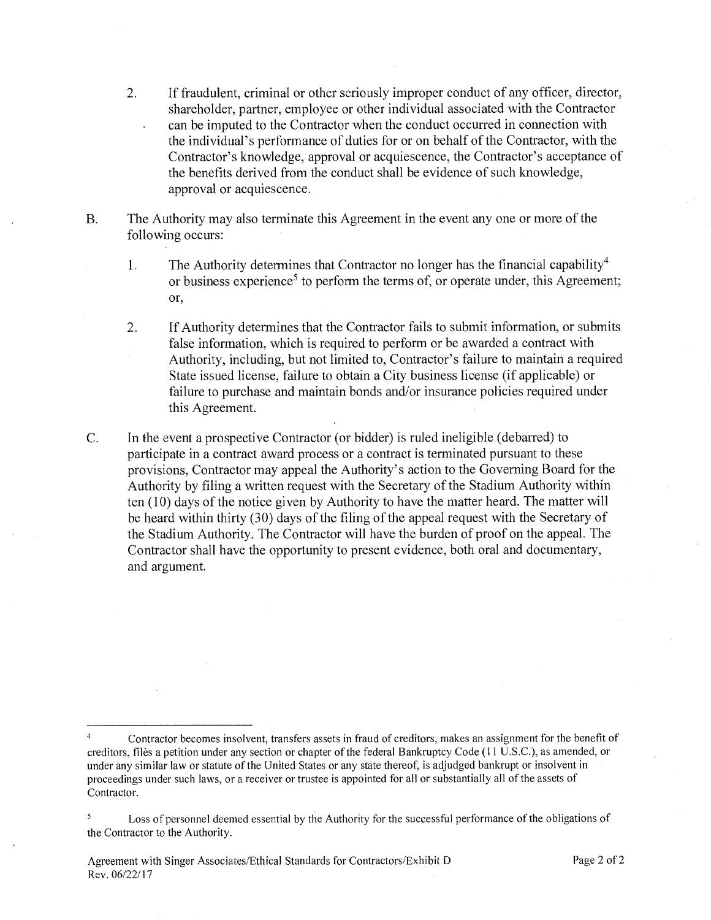2. If fraudulent, criminal or other seriously improper conduct of any officer, director, shareholder, partner, employee or other individual associated with the Contractor can be imputed to the Contractor when the conduct occurred in connection with the individual's performance of duties for or on behalf of the Contractor, with the Contractor's knowledge, approval or acquiescence, the Contractor's acceptance of the benefits derived from the conduct shall be evidence of such knowledge, approval or acquiescence.

B. The Authority may also terminate this Agreement in the event any one or more of the following occurs:

1. The Authority determines that Contractor no longer has the financial capability[4] or business experience[5] to perform the terms of, or operate under, this Agreement; or,

2. If Authority determines that the Contractor fails to submit information, or submits false information, which is required to perform or be awarded a contract with Authority, including, but not limited to, Contractor's failure to maintain a required State issued license, failure to obtain a City business license (if applicable) or failure to purchase and maintain bonds and/or insurance policies required under this Agreement.

C. In the event a prospective Contractor (or bidder) is ruled ineligible (debarred) to participate in a contract award process or a contract is terminated pursuant to these provisions, Contractor may appeal the Authority's action to the Governing Board for the Authority by filing a written request with the Secretary of the Stadium Authority within ten (10) days of the notice given by Authority to have the matter heard. The matter will be heard within thirty (30) days of the filing of the appeal request with the Secretary of the Stadium Authority. The Contractor will have the burden of proof on the appeal. The Contractor shall have the opportunity to present evidence, both oral and documentary, and argument.

---

[4] Contractor becomes insolvent, transfers assets in fraud of creditors, makes an assignment for the benefit of creditors, files a petition under any section or chapter of the federal Bankruptcy Code (11 U.S.C.), as amended, or under any similar law or statute of the United States or any state thereof, is adjudged bankrupt or insolvent in proceedings under such laws, or a receiver or trustee is appointed for all or substantially all of the assets of Contractor.

[5] Loss of personnel deemed essential by the Authority for the successful performance of the obligations of the Contractor to the Authority.

Agreement with Singer Associates/Ethical Standards for Contractors/Exhibit D
Rev. 06/22/17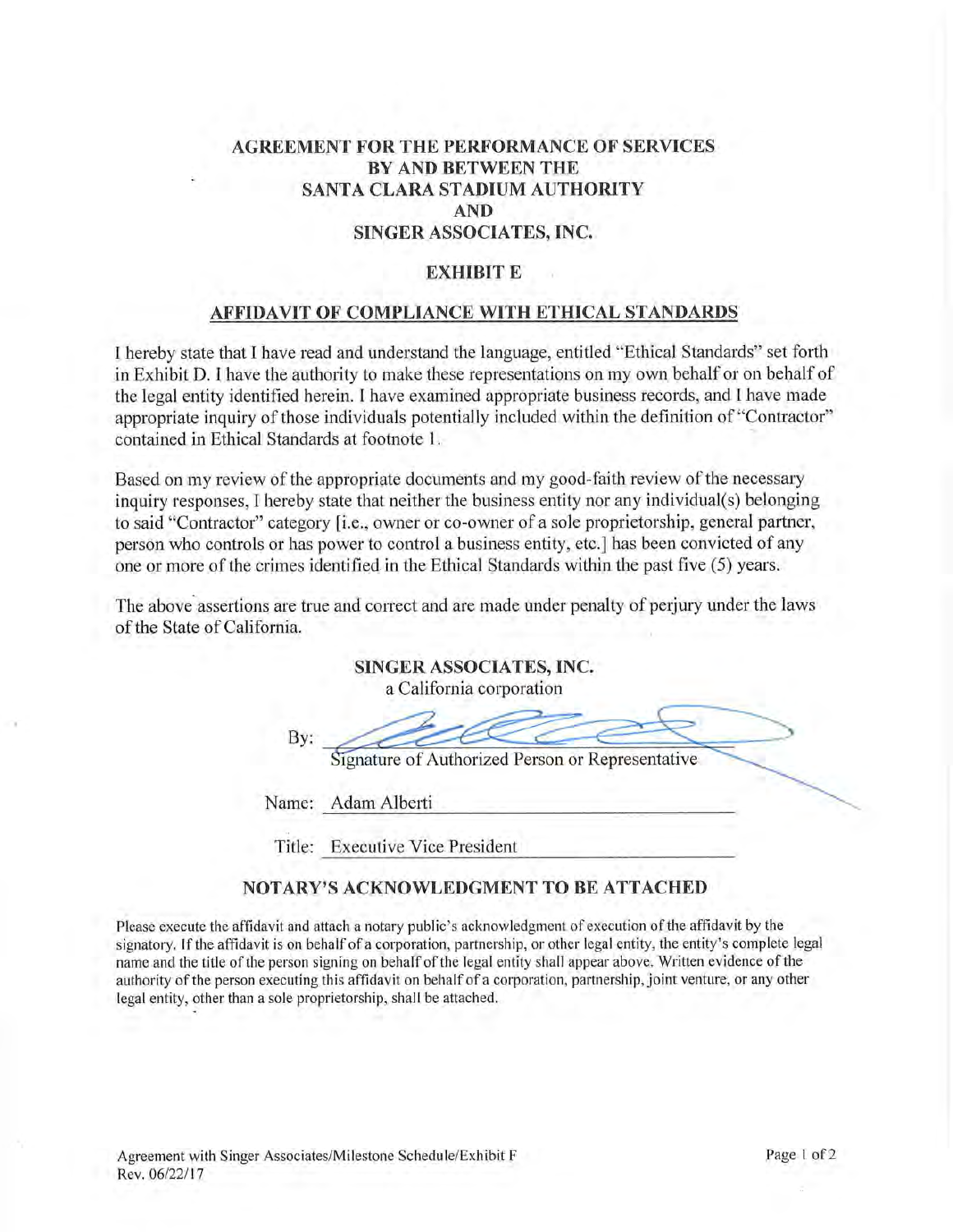**AGREEMENT FOR THE PERFORMANCE OF SERVICES**
**BY AND BETWEEN THE**
**SANTA CLARA STADIUM AUTHORITY**
**AND**
**SINGER ASSOCIATES, INC.**

**EXHIBIT E**

**AFFIDAVIT OF COMPLIANCE WITH ETHICAL STANDARDS**

I hereby state that I have read and understand the language, entitled "Ethical Standards" set forth in Exhibit D. I have the authority to make these representations on my own behalf or on behalf of the legal entity identified herein. I have examined appropriate business records, and I have made appropriate inquiry of those individuals potentially included within the definition of "Contractor" contained in Ethical Standards at footnote 1.

Based on my review of the appropriate documents and my good-faith review of the necessary inquiry responses, I hereby state that neither the business entity nor any individual(s) belonging to said "Contractor" category [i.e., owner or co-owner of a sole proprietorship, general partner, person who controls or has power to control a business entity, etc.] has been convicted of any one or more of the crimes identified in the Ethical Standards within the past five (5) years.

The above assertions are true and correct and are made under penalty of perjury under the laws of the State of California.

**SINGER ASSOCIATES, INC.**
a California corporation

By: ______________________
Signature of Authorized Person or Representative

Name: Adam Alberti

Title: Executive Vice President

**NOTARY'S ACKNOWLEDGMENT TO BE ATTACHED**

Please execute the affidavit and attach a notary public's acknowledgment of execution of the affidavit by the signatory. If the affidavit is on behalf of a corporation, partnership, or other legal entity, the entity's complete legal name and the title of the person signing on behalf of the legal entity shall appear above. Written evidence of the authority of the person executing this affidavit on behalf of a corporation, partnership, joint venture, or any other legal entity, other than a sole proprietorship, shall be attached.

Agreement with Singer Associates/Milestone Schedule/Exhibit F
Rev. 06/22/17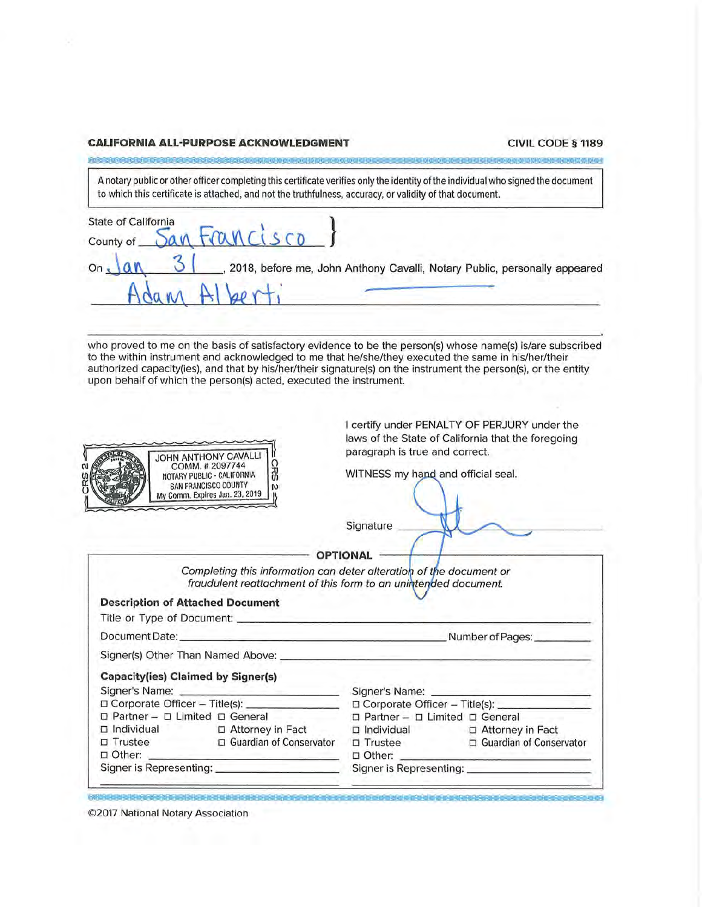**CALIFORNIA ALL-PURPOSE ACKNOWLEDGMENT** CIVIL CODE § 1189

A notary public or other officer completing this certificate verifies only the identity of the individual who signed the document to which this certificate is attached, and not the truthfulness, accuracy, or validity of that document.

State of California
County of San Francisco

On Jan 31, 2018, before me, John Anthony Cavalli, Notary Public, personally appeared Adam Alberti

who proved to me on the basis of satisfactory evidence to be the person(s) whose name(s) is/are subscribed to the within instrument and acknowledged to me that he/she/they executed the same in his/her/their authorized capacity(ies), and that by his/her/their signature(s) on the instrument the person(s), or the entity upon behalf of which the person(s) acted, executed the instrument.

JOHN ANTHONY CAVALLI
COMM. # 2097744
NOTARY PUBLIC - CALIFORNIA
SAN FRANCISCO COUNTY
My Comm. Expires Jan. 23, 2019

I certify under PENALTY OF PERJURY under the laws of the State of California that the foregoing paragraph is true and correct.

WITNESS my hand and official seal.

Signature ____________

**OPTIONAL**

*Completing this information can deter alteration of the document or fraudulent reattachment of this form to an unintended document.*

**Description of Attached Document**

Title or Type of Document: ____________

Document Date: ____________ Number of Pages: ____________

Signer(s) Other Than Named Above: ____________

**Capacity(ies) Claimed by Signer(s)**

| | |
|---|---|
| Signer's Name: ____________ | Signer's Name: ____________ |
| ☐ Corporate Officer – Title(s): ____________ | ☐ Corporate Officer – Title(s): ____________ |
| ☐ Partner – ☐ Limited ☐ General | ☐ Partner – ☐ Limited ☐ General |
| ☐ Individual ☐ Attorney in Fact | ☐ Individual ☐ Attorney in Fact |
| ☐ Trustee ☐ Guardian of Conservator | ☐ Trustee ☐ Guardian of Conservator |
| ☐ Other: ____________ | ☐ Other: ____________ |
| Signer is Representing: ____________ | Signer is Representing: ____________ |

©2017 National Notary Association